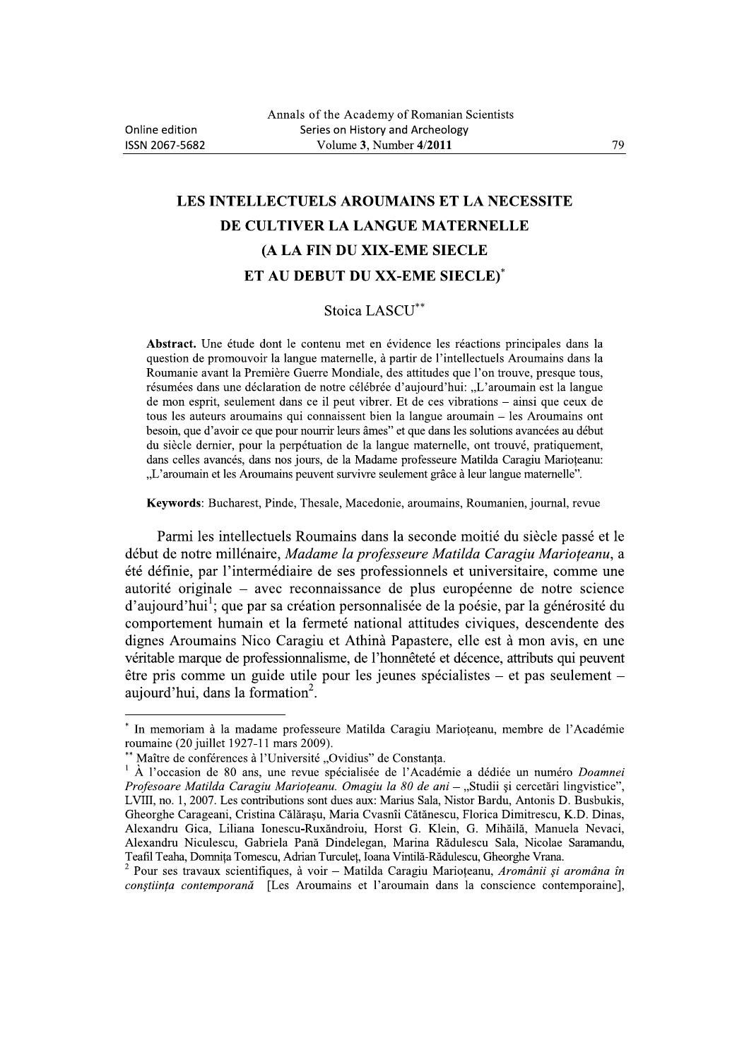# LES INTELLECTUELS AROUMAINS ET LA NECESSITE DE CULTIVER LA LANGUE MATERNELLE (A LA FIN DU XIX-EME SIECLE ET AU DEBUT DU XX-EME SIECLE)[*]

Stoica LASCU[**]

**Abstract.** Une étude dont le contenu met en évidence les réactions principales dans la question de promouvoir la langue maternelle, à partir de l'intellectuels Aroumains dans la Roumanie avant la Première Guerre Mondiale, des attitudes que l'on trouve, presque tous, résumées dans une déclaration de notre célébrée d'aujourd'hui: „L'aroumain est la langue de mon esprit, seulement dans ce il peut vibrer. Et de ces vibrations – ainsi que ceux de tous les auteurs aroumains qui connaissent bien la langue aroumain – les Aroumains ont besoin, que d'avoir ce que pour nourrir leurs âmes" et que dans les solutions avancées au début du siècle dernier, pour la perpétuation de la langue maternelle, ont trouvé, pratiquement, dans celles avancés, dans nos jours, de la Madame professeure Matilda Caragiu Marioţeanu: „L'aroumain et les Aroumains peuvent survivre seulement grâce à leur langue maternelle".

**Keywords**: Bucharest, Pinde, Thesale, Macedonie, aroumains, Roumanien, journal, revue

Parmi les intellectuels Roumains dans la seconde moitié du siècle passé et le début de notre millénaire, *Madame la professeure Matilda Caragiu Marioţeanu*, a été définie, par l'intermédiaire de ses professionnels et universitaire, comme une autorité originale – avec reconnaissance de plus européenne de notre science d'aujourd'hui[1]; que par sa création personnalisée de la poésie, par la générosité du comportement humain et la fermeté national attitudes civiques, descendente des dignes Aroumains Nico Caragiu et Athinà Papastere, elle est à mon avis, en une véritable marque de professionnalisme, de l'honnêteté et décence, attributs qui peuvent être pris comme un guide utile pour les jeunes spécialistes – et pas seulement – aujourd'hui, dans la formation[2].

---

[*] In memoriam à la madame professeure Matilda Caragiu Marioţeanu, membre de l'Académie roumaine (20 juillet 1927-11 mars 2009).

[**] Maître de conférences à l'Université „Ovidius" de Constanţa.

[1] À l'occasion de 80 ans, une revue spécialisée de l'Académie a dédiée un numéro *Doamnei Profesoare Matilda Caragiu Marioţeanu. Omagiu la 80 de ani* – „Studii şi cercetări lingvistice", LVIII, no. 1, 2007. Les contributions sont dues aux: Marius Sala, Nistor Bardu, Antonis D. Busbukis, Gheorghe Carageani, Cristina Călăraşu, Maria Cvasnîi Cătănescu, Florica Dimitrescu, K.D. Dinas, Alexandru Gica, Liliana Ionescu-Ruxăndroiu, Horst G. Klein, G. Mihăilă, Manuela Nevaci, Alexandru Niculescu, Gabriela Pană Dindelegan, Marina Rădulescu Sala, Nicolae Saramandu, Teafil Teaha, Domniţa Tomescu, Adrian Turculeţ, Ioana Vintilă-Rădulescu, Gheorghe Vrana.

[2] Pour ses travaux scientifiques, à voir – Matilda Caragiu Marioţeanu, *Aromânii şi aromâna în conştiinţa contemporană* [Les Aroumains et l'aroumain dans la conscience contemporaine],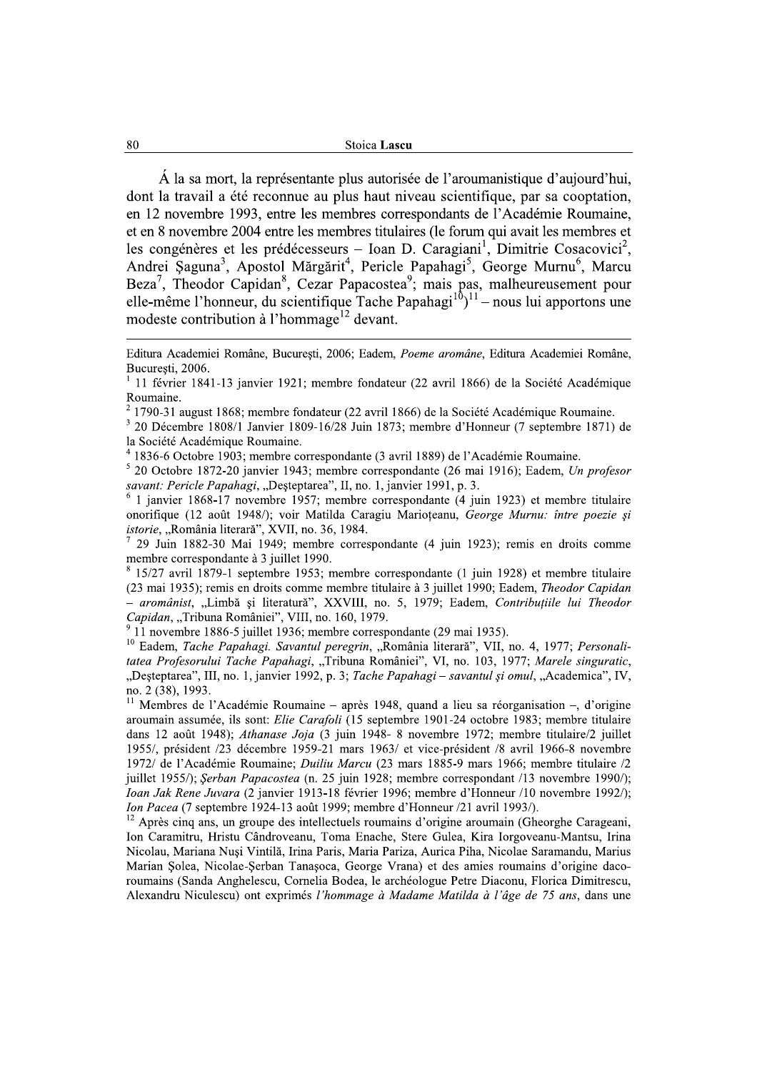Á la sa mort, la représentante plus autorisée de l'aroumanistique d'aujourd'hui, dont la travail a été reconnue au plus haut niveau scientifique, par sa cooptation, en 12 novembre 1993, entre les membres correspondants de l'Académie Roumaine, et en 8 novembre 2004 entre les membres titulaires (le forum qui avait les membres et les congénères et les prédécesseurs – Ioan D. Caragiani[1], Dimitrie Cosacovici[2], Andrei Şaguna[3], Apostol Mărgărit[4], Pericle Papahagi[5], George Murnu[6], Marcu Beza[7], Theodor Capidan[8], Cezar Papacostea[9]; mais pas, malheureusement pour elle-même l'honneur, du scientifique Tache Papahagi[10])[11] – nous lui apportons une modeste contribution à l'hommage[12] devant.

---

Editura Academiei Române, Bucureşti, 2006; Eadem, *Poeme aromâne*, Editura Academiei Române, Bucureşti, 2006.

[1] 11 février 1841-13 janvier 1921; membre fondateur (22 avril 1866) de la Société Académique Roumaine.

[2] 1790-31 august 1868; membre fondateur (22 avril 1866) de la Société Académique Roumaine.

[3] 20 Décembre 1808/1 Janvier 1809-16/28 Juin 1873; membre d'Honneur (7 septembre 1871) de la Société Académique Roumaine.

[4] 1836-6 Octobre 1903; membre correspondante (3 avril 1889) de l'Académie Roumaine.

[5] 20 Octobre 1872-20 janvier 1943; membre correspondante (26 mai 1916); Eadem, *Un profesor savant: Pericle Papahagi*, „Deşteptarea", II, no. 1, janvier 1991, p. 3.

[6] 1 janvier 1868-17 novembre 1957; membre correspondante (4 juin 1923) et membre titulaire onorifique (12 août 1948/); voir Matilda Caragiu Marioţeanu, *George Murnu: între poezie şi istorie*, „România literară", XVII, no. 36, 1984.

[7] 29 Juin 1882-30 Mai 1949; membre correspondante (4 juin 1923); remis en droits comme membre correspondante à 3 juillet 1990.

[8] 15/27 avril 1879-1 septembre 1953; membre correspondante (1 juin 1928) et membre titulaire (23 mai 1935); remis en droits comme membre titulaire à 3 juillet 1990; Eadem, *Theodor Capidan – aromânist*, „Limbă şi literatură", XXVIII, no. 5, 1979; Eadem, *Contribuţiile lui Theodor Capidan*, „Tribuna României", VIII, no. 160, 1979.

[9] 11 novembre 1886-5 juillet 1936; membre correspondante (29 mai 1935).

[10] Eadem, *Tache Papahagi. Savantul peregrin*, „România literară", VII, no. 4, 1977; *Personalitatea Profesorului Tache Papahagi*, „Tribuna României", VI, no. 103, 1977; *Marele singuratic*, „Deşteptarea", III, no. 1, janvier 1992, p. 3; *Tache Papahagi – savantul şi omul*, „Academica", IV, no. 2 (38), 1993.

[11] Membres de l'Académie Roumaine – après 1948, quand a lieu sa réorganisation –, d'origine aroumain assumée, ils sont: *Elie Carafoli* (15 septembre 1901-24 octobre 1983; membre titulaire dans 12 août 1948); *Athanase Joja* (3 juin 1948- 8 novembre 1972; membre titulaire/2 juillet 1955/, président /23 décembre 1959-21 mars 1963/ et vice-président /8 avril 1966-8 novembre 1972/ de l'Académie Roumaine; *Duiliu Marcu* (23 mars 1885-9 mars 1966; membre titulaire /2 juillet 1955/); *Şerban Papacostea* (n. 25 juin 1928; membre correspondant /13 novembre 1990/); *Ioan Jak Rene Juvara* (2 janvier 1913-18 février 1996; membre d'Honneur /10 novembre 1992/); *Ion Pacea* (7 septembre 1924-13 août 1999; membre d'Honneur /21 avril 1993/).

[12] Après cinq ans, un groupe des intellectuels roumains d'origine aroumain (Gheorghe Carageani, Ion Caramitru, Hristu Cândroveanu, Toma Enache, Stere Gulea, Kira Iorgoveanu-Mantsu, Irina Nicolau, Mariana Nuşi Vintilă, Irina Paris, Maria Pariza, Aurica Piha, Nicolae Saramandu, Marius Marian Şolea, Nicolae-Şerban Tanaşoca, George Vrana) et des amies roumains d'origine daco-roumains (Sanda Anghelescu, Cornelia Bodea, le archéologue Petre Diaconu, Florica Dimitrescu, Alexandru Niculescu) ont exprimés *l'hommage à Madame Matilda à l'âge de 75 ans*, dans une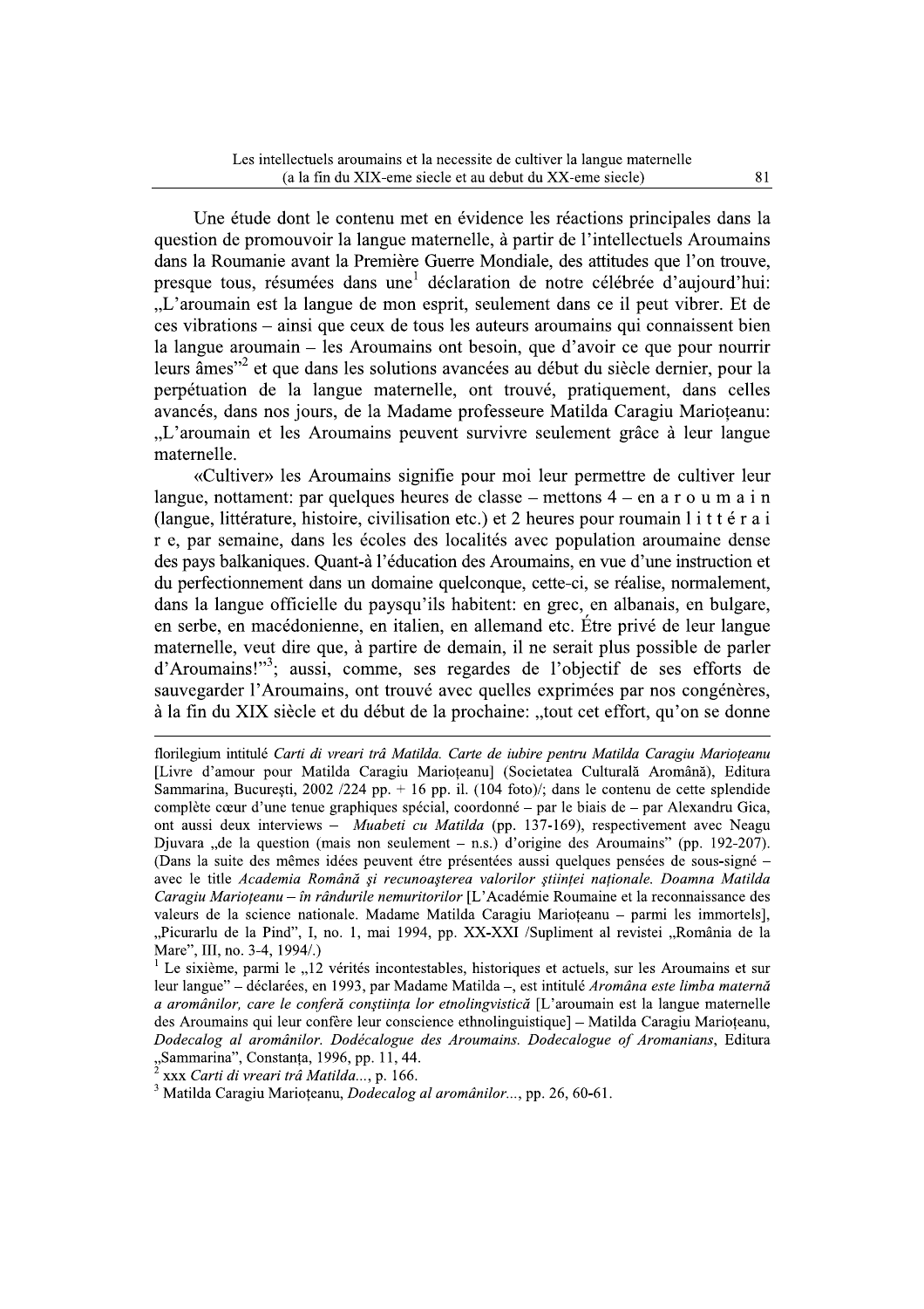Une étude dont le contenu met en évidence les réactions principales dans la question de promouvoir la langue maternelle, à partir de l'intellectuels Aroumains dans la Roumanie avant la Première Guerre Mondiale, des attitudes que l'on trouve, presque tous, résumées dans une[1] déclaration de notre célébrée d'aujourd'hui: „L'aroumain est la langue de mon esprit, seulement dans ce il peut vibrer. Et de ces vibrations – ainsi que ceux de tous les auteurs aroumains qui connaissent bien la langue aroumain – les Aroumains ont besoin, que d'avoir ce que pour nourrir leurs âmes"[2] et que dans les solutions avancées au début du siècle dernier, pour la perpétuation de la langue maternelle, ont trouvé, pratiquement, dans celles avancés, dans nos jours, de la Madame professeure Matilda Caragiu Marioţeanu: „L'aroumain et les Aroumains peuvent survivre seulement grâce à leur langue maternelle.

«Cultiver» les Aroumains signifie pour moi leur permettre de cultiver leur langue, nottament: par quelques heures de classe – mettons 4 – en a r o u m a i n (langue, littérature, histoire, civilisation etc.) et 2 heures pour roumain l i t t é r a i r e, par semaine, dans les écoles des localités avec population aroumaine dense des pays balkaniques. Quant-à l'éducation des Aroumains, en vue d'une instruction et du perfectionnement dans un domaine quelconque, cette-ci, se réalise, normalement, dans la langue officielle du paysqu'ils habitent: en grec, en albanais, en bulgare, en serbe, en macédonienne, en italien, en allemand etc. Étre privé de leur langue maternelle, veut dire que, à partire de demain, il ne serait plus possible de parler d'Aroumains!"[3]; aussi, comme, ses regardes de l'objectif de ses efforts de sauvegarder l'Aroumains, ont trouvé avec quelles exprimées par nos congénères, à la fin du XIX siècle et du début de la prochaine: „tout cet effort, qu'on se donne

---

florilegium intitulé *Carti di vreari trâ Matilda. Carte de iubire pentru Matilda Caragiu Marioţeanu* [Livre d'amour pour Matilda Caragiu Marioţeanu] (Societatea Culturală Aromână), Editura Sammarina, Bucureşti, 2002 /224 pp. + 16 pp. il. (104 foto)/; dans le contenu de cette splendide complète cœur d'une tenue graphiques spécial, coordonné – par le biais de – par Alexandru Gica, ont aussi deux interviews – *Muabeti cu Matilda* (pp. 137-169), respectivement avec Neagu Djuvara „de la question (mais non seulement – n.s.) d'origine des Aroumains" (pp. 192-207). (Dans la suite des mêmes idées peuvent étre présentées aussi quelques pensées de sous-signé – avec le title *Academia Română şi recunoaşterea valorilor ştiinţei naţionale. Doamna Matilda Caragiu Marioţeanu – în rândurile nemuritorilor* [L'Académie Roumaine et la reconnaissance des valeurs de la science nationale. Madame Matilda Caragiu Marioţeanu – parmi les immortels], „Picurarlu de la Pind", I, no. 1, mai 1994, pp. XX-XXI /Supliment al revistei „România de la Mare", III, no. 3-4, 1994/.)

[1] Le sixième, parmi le „12 vérités incontestables, historiques et actuels, sur les Aroumains et sur leur langue" – déclarées, en 1993, par Madame Matilda –, est intitulé *Aromâna este limba maternă a aromânilor, care le conferă conştiinţa lor etnolingvistică* [L'aroumain est la langue maternelle des Aroumains qui leur confère leur conscience ethnolinguistique] – Matilda Caragiu Marioţeanu, *Dodecalog al aromânilor. Dodécalogue des Aroumains. Dodecalogue of Aromanians*, Editura „Sammarina", Constanţa, 1996, pp. 11, 44.

[2] xxx *Carti di vreari trâ Matilda...*, p. 166.

[3] Matilda Caragiu Marioţeanu, *Dodecalog al aromânilor...*, pp. 26, 60-61.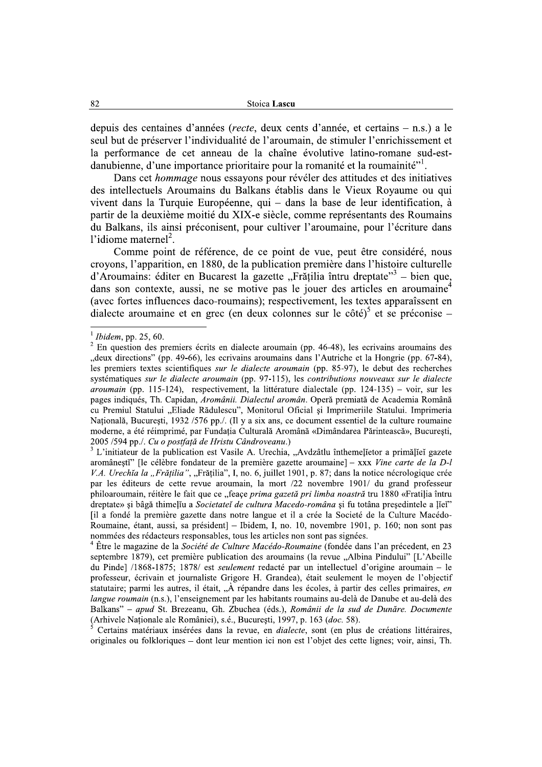depuis des centaines d'années (*recte*, deux cents d'année, et certains – n.s.) a le seul but de préserver l'individualité de l'aroumain, de stimuler l'enrichissement et la performance de cet anneau de la chaîne évolutive latino-romane sud-est-danubienne, d'une importance prioritaire pour la romanité et la roumainité"[1].

Dans cet *hommage* nous essayons pour révéler des attitudes et des initiatives des intellectuels Aroumains du Balkans établis dans le Vieux Royaume ou qui vivent dans la Turquie Européenne, qui – dans la base de leur identification, à partir de la deuxième moitié du XIX-e siècle, comme représentants des Roumains du Balkans, ils ainsi préconisent, pour cultiver l'aroumaine, pour l'écriture dans l'idiome maternel[2].

Comme point de référence, de ce point de vue, peut être considéré, nous croyons, l'apparition, en 1880, de la publication première dans l'histoire culturelle d'Aroumains: éditer en Bucarest la gazette „Frăţilia întru dreptate"[3] – bien que, dans son contexte, aussi, ne se motive pas le jouer des articles en aroumaine[4] (avec fortes influences daco-roumains); respectivement, les textes apparaîssent en dialecte aroumaine et en grec (en deux colonnes sur le côté)[5] et se préconise –

---

[1] *Ibidem*, pp. 25, 60.

[2] En question des premiers écrits en dialecte aroumain (pp. 46-48), les ecrivains aroumains des „deux directions" (pp. 49-66), les ecrivains aroumains dans l'Autriche et la Hongrie (pp. 67-84), les premiers textes scientifiques *sur le dialecte aroumain* (pp. 85-97), le debut des recherches systématiques *sur le dialecte aroumain* (pp. 97-115), les *contributions nouveaux sur le dialecte aroumain* (pp. 115-124), respectivement, la littérature dialectale (pp. 124-135) – voir, sur les pages indiqués, Th. Capidan, *Aromânii. Dialectul aromân*. Operă premiată de Academia Română cu Premiul Statului „Eliade Rădulescu", Monitorul Oficial şi Imprimeriile Statului. Imprimeria Naţională, Bucureşti, 1932 /576 pp./. (Il y a six ans, ce document essentiel de la culture roumaine moderne, a été réimprimé, par Fundaţia Culturală Aromână «Dimândarea Părintească», Bucureşti, 2005 /594 pp./. *Cu o postfaţă de Hristu Cândroveanu*.)

[3] L'initiateur de la publication est Vasile A. Urechia, „Avdzâtlu înthemeļietor a primăļieĭ gazete aromâneştĭ" [le célèbre fondateur de la première gazette aroumaine] – xxx *Vine carte de la D-l V.A. Urechĭa la „Frăţilia"*, „Frăţilia", I, no. 6, juillet 1901, p. 87; dans la notice nécrologique crée par les éditeurs de cette revue aroumain, la mort /22 novembre 1901/ du grand professeur philoaroumain, réitère le fait que ce „feaçe *prima gazetă pri limba noastră* tru 1880 «Fratiļia întru dreptate» şi bâgă thimeļiu a *Societateĭ de cultura Macedo-româna* şi fu totâna preşedintele a ļieĭ" [il a fondé la première gazette dans notre langue et il a crée la Societé de la Culture Macédo-Roumaine, étant, aussi, sa président] – Ibidem, I, no. 10, novembre 1901, p. 160; non sont pas nommées des rédacteurs responsables, tous les articles non sont pas signées.

[4] Être le magazine de la *Société de Culture Macédo-Roumaine* (fondée dans l'an précedent, en 23 septembre 1879), cet première publication des aroumains (la revue „Albina Pindului" [L'Abeille du Pinde] /1868-1875; 1878/ est *seulement* redacté par un intellectuel d'origine aroumain – le professeur, écrivain et journaliste Grigore H. Grandea), était seulement le moyen de l'objectif statutaire; parmi les autres, il était, „À répandre dans les écoles, à partir des celles primaires, *en langue roumain* (n.s.), l'enseignement par les habitants roumains au-delà de Danube et au-delà des Balkans" – *apud* St. Brezeanu, Gh. Zbuchea (éds.), *Românii de la sud de Dunăre. Documente* (Arhivele Naţionale ale României), s.é., Bucureşti, 1997, p. 163 (*doc.* 58).

[5] Certains matériaux insérées dans la revue, en *dialecte*, sont (en plus de créations littéraires, originales ou folkloriques – dont leur mention ici non est l'objet des cette lignes; voir, ainsi, Th.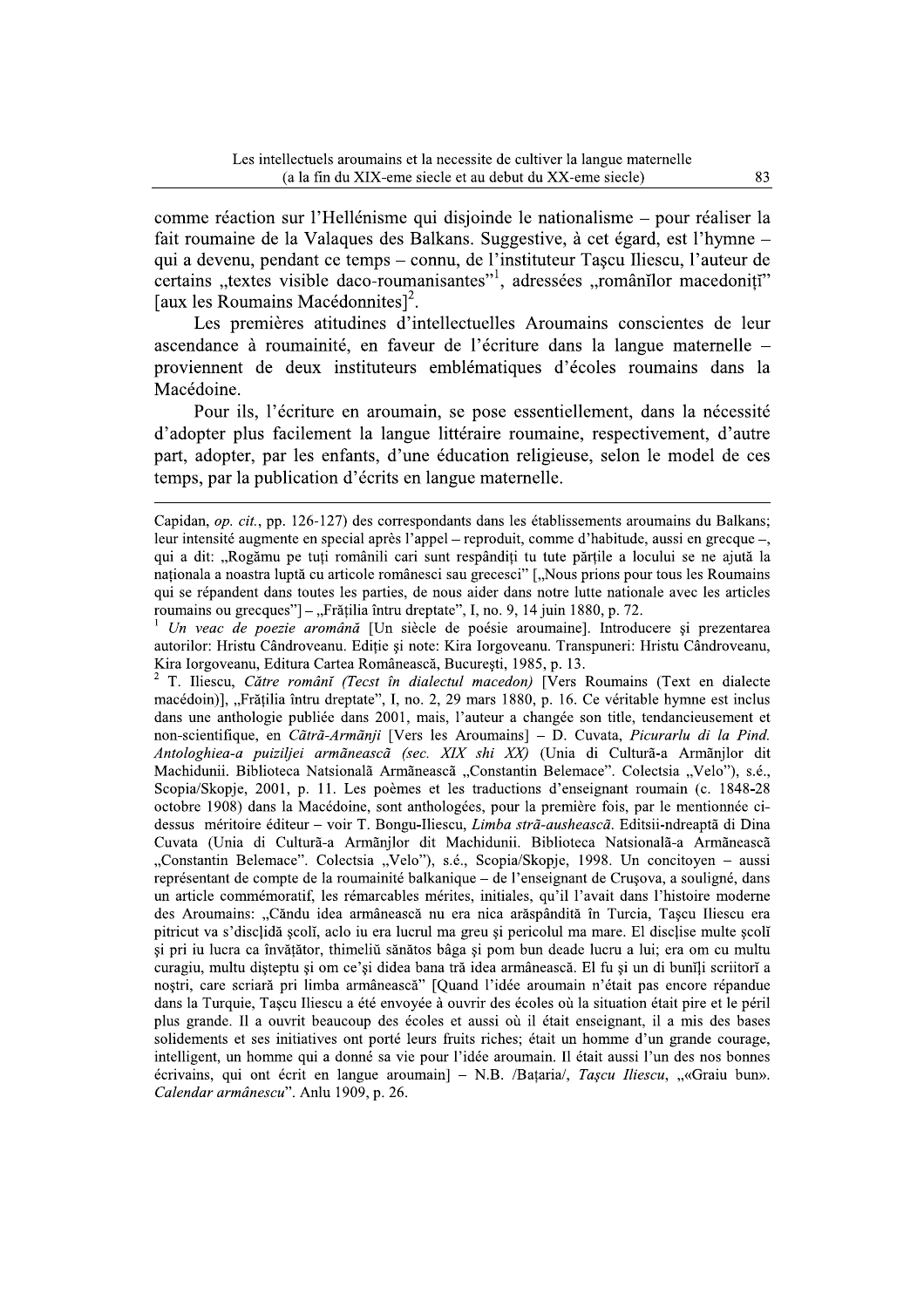comme réaction sur l'Hellénisme qui disjoinde le nationalisme – pour réaliser la fait roumaine de la Valaques des Balkans. Suggestive, à cet égard, est l'hymne – qui a devenu, pendant ce temps – connu, de l'instituteur Taşcu Iliescu, l'auteur de certains „textes visible daco-roumanisantes"[1], adressées „românĭlor macedonițĭ" [aux les Roumains Macédonnites][2].

Les premières atitudines d'intellectuelles Aroumains conscientes de leur ascendance à roumainité, en faveur de l'écriture dans la langue maternelle – proviennent de deux instituteurs emblématiques d'écoles roumains dans la Macédoine.

Pour ils, l'écriture en aroumain, se pose essentiellement, dans la nécessité d'adopter plus facilement la langue littéraire roumaine, respectivement, d'autre part, adopter, par les enfants, d'une éducation religieuse, selon le model de ces temps, par la publication d'écrits en langue maternelle.

---

Capidan, *op. cit.*, pp. 126-127) des correspondants dans les établissements aroumains du Balkans; leur intensité augmente en special après l'appel – reproduit, comme d'habitude, aussi en grecque –, qui a dit: „Rogămu pe tuți românili cari sunt respândiți tu tute părțile a locului se ne ajută la naționala a noastra luptă cu articole românesci sau grecesci" [„Nous prions pour tous les Roumains qui se répandent dans toutes les parties, de nous aider dans notre lutte nationale avec les articles roumains ou grecques"] – „Frățilia întru dreptate", I, no. 9, 14 juin 1880, p. 72.

[1] *Un veac de poezie aromână* [Un siècle de poésie aroumaine]. Introducere şi prezentarea autorilor: Hristu Cândroveanu. Ediție şi note: Kira Iorgoveanu. Transpuneri: Hristu Cândroveanu, Kira Iorgoveanu, Editura Cartea Românească, Bucureşti, 1985, p. 13.

[2] T. Iliescu, *Către românĭ (Tecst în dialectul macedon)* [Vers Roumains (Text en dialecte macédoin)], „Frățilia întru dreptate", I, no. 2, 29 mars 1880, p. 16. Ce véritable hymne est inclus dans une anthologie publiée dans 2001, mais, l'auteur a changée son title, tendancieusement et non-scientifique, en *Cătră-Armãnji* [Vers les Aroumains] – D. Cuvata, *Picurarlu di la Pind. Antologhiea-a puiziljei armãnească (sec. XIX shi XX)* (Unia di Culturã-a Armãnjlor dit Machidunii. Biblioteca Natsionalã Armãnească „Constantin Belemace". Colectsia „Velo"), s.é., Scopia/Skopje, 2001, p. 11. Les poèmes et les traductions d'enseignant roumain (c. 1848-28 octobre 1908) dans la Macédoine, sont anthologées, pour la première fois, par le mentionnée ci-dessus méritoire éditeur – voir T. Bongu-Iliescu, *Limba strã-ausheascã*. Editsii-ndreaptã di Dina Cuvata (Unia di Culturã-a Armãnjlor dit Machidunii. Biblioteca Natsionalã-a Armãnească „Constantin Belemace". Colectsia „Velo"), s.é., Scopia/Skopje, 1998. Un concitoyen – aussi représentant de compte de la roumainité balkanique – de l'enseignant de Cruşova, a souligné, dans un article commémoratif, les rémarcables mérites, initiales, qu'il l'avait dans l'histoire moderne des Aroumains: „Căndu idea armânească nu era nica arăspândită în Turcia, Taşcu Iliescu era pitricut va s'discļidă şcolĭ, aclo iu era lucrul ma greu şi pericolul ma mare. El discļise multe şcolĭ şi pri iu lucra ca învățător, thimeliŭ sănătos băga şi pom bun deade lucru a lui; era om cu multu curagiu, multu dişteptu şi om ce'şi didea bana tră idea armânească. El fu şi un di bunĭļi scriitorĭ a noştri, care scriară pri limba armânească" [Quand l'idée aroumain n'était pas encore répandue dans la Turquie, Taşcu Iliescu a été envoyée à ouvrir des écoles où la situation était pire et le péril plus grande. Il a ouvrit beaucoup des écoles et aussi où il était enseignant, il a mis des bases solidements et ses initiatives ont porté leurs fruits riches; était un homme d'un grande courage, intelligent, un homme qui a donné sa vie pour l'idée aroumain. Il était aussi l'un des nos bonnes écrivains, qui ont écrit en langue aroumain] – N.B. /Bațaria/, *Taşcu Iliescu*, „«Graiu bun». *Calendar armânescu*". Anlu 1909, p. 26.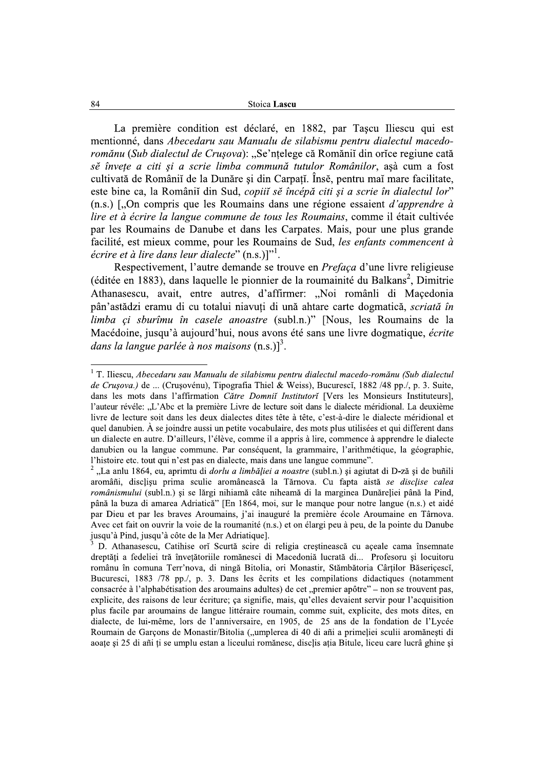La première condition est déclaré, en 1882, par Taşcu Iliescu qui est mentionné, dans *Abecedaru sau Manualu de silabismu pentru dialectul macedo-românu* (*Sub dialectul de Cruşova*): „Se'nţelege că Româniĭ din orîce regiune cată *sĕ înveţe a citi şi a scrie limba commună tutulor Românilor*, aşà cum a fost cultivată de Româniĭ de la Dunăre şi din Carpaţĭ. Însĕ, pentru maĭ mare facilitate, este bine ca, la Româniĭ din Sud, *copiiĭ sĕ încépă citi şi a scrie în dialectul lor*" (n.s.) [„On compris que les Roumains dans une région essaient *d'apprendre à lire et à écrire la langue commune de tous les Roumains*, comme il était cultivée par les Roumains de Danube et dans les Carpates. Mais, pour une plus grande facilité, est mieux comme, pour les Roumains de Sud, *les enfants commencent à écrire et à lire dans leur dialecte*" (n.s.)]"[1].

Respectivement, l'autre demande se trouve en *Prefaça* d'une livre religieuse (éditée en 1883), dans laquelle le pionnier de la roumainité du Balkans[2], Dimitrie Athanasescu, avait, entre autres, d'affirmer: „Noi rômânli di Maçedonia pân'astădzi eramu di cu totalui niavuţi di ună ahtare carte dogmatică, *scriată în limba çi sburîmu în casele anoastre* (subl.n.)" [Nous, les Roumains de la Macédoine, jusqu'à aujourd'hui, nous avons été sans une livre dogmatique, *écrite dans la langue parlée à nos maisons* (n.s.)][3].

---

[1] T. Iliescu, *Abecedaru sau Manualu de silabismu pentru dialectul macedo-românu (Sub dialectul de Cruşova.)* de ... (Cruşovénu), Tipografia Thiel & Weiss), Bucurescĭ, 1882 /48 pp./, p. 3. Suite, dans les mots dans l'affirmation *Către Domniĭ Institutorĭ* [Vers les Monsieurs Instituteurs], l'auteur révéle: „L'Abc et la première Livre de lecture soit dans le dialecte méridional. La deuxième livre de lecture soit dans les deux dialectes dites tête à tête, c'est-à-dire le dialecte méridional et quel danubien. À se joindre aussi un petite vocabulaire, des mots plus utilisées et qui different dans un dialecte en autre. D'ailleurs, l'élève, comme il a appris à lire, commence à apprendre le dialecte danubien ou la langue commune. Par conséquent, la grammaire, l'arithmétique, la géographie, l'histoire etc. tout qui n'est pas en dialecte, mais dans une langue commune".

[2] „La anlu 1864, eu, aprimtu di *dorlu a limbăljei a noastre* (subl.n.) şi agiutat di D-ză şi de buñili aromâñi, discljişu prima sculie aromânească la Tărnova. Cu fapta aistă *se discljise calea românismului* (subl.n.) şi se lărgi nihiamă câte niheamă di la marginea Dunăreljei până la Pind, până la buza di amarea Adriatică" [En 1864, moi, sur le manque pour notre langue (n.s.) et aidé par Dieu et par les braves Aroumains, j'ai inauguré la première école Aroumaine en Târnova. Avec cet fait on ouvrir la voie de la roumanité (n.s.) et on élargi peu à peu, de la pointe du Danube jusqu'à Pind, jusqu'à côte de la Mer Adriatique].

[3] D. Athanasescu, Catihise orĭ Scurtă scire di religia creştinească cu açeale cama însemnate drepţăţi a fedeliei tră înveţătoriile românesci di Macedonĭă lucrată di... Profesoru şi locuitoru românu în comuna Terr'nova, di ningă Bitolia, ori Monastir, Stămbătoria Cârţilor Băsericescĭ, Bucuresci, 1883 /78 pp./, p. 3. Dans les écrits et les compilations didactiques (notamment consacrée à l'alphabétisation des aroumains adultes) de cet „premier apôtre" – non se trouvent pas, explicite, des raisons de leur écriture; ça signifie, mais, qu'elles devaient servir pour l'acquisition plus facile par aroumains de langue littéraire roumain, comme suit, explicite, des mots dites, en dialecte, de lui-même, lors de l'anniversaire, en 1905, de 25 ans de la fondation de l'Lycée Roumain de Garçons de Monastir/Bitolia („umplerea di 40 di añi a primeljei sculii aromâneşti di aoaţe şi 25 di añi ţi se umplu estan a liceului românesc, discljis aţia Bitule, liceu care lucrâ ghine şi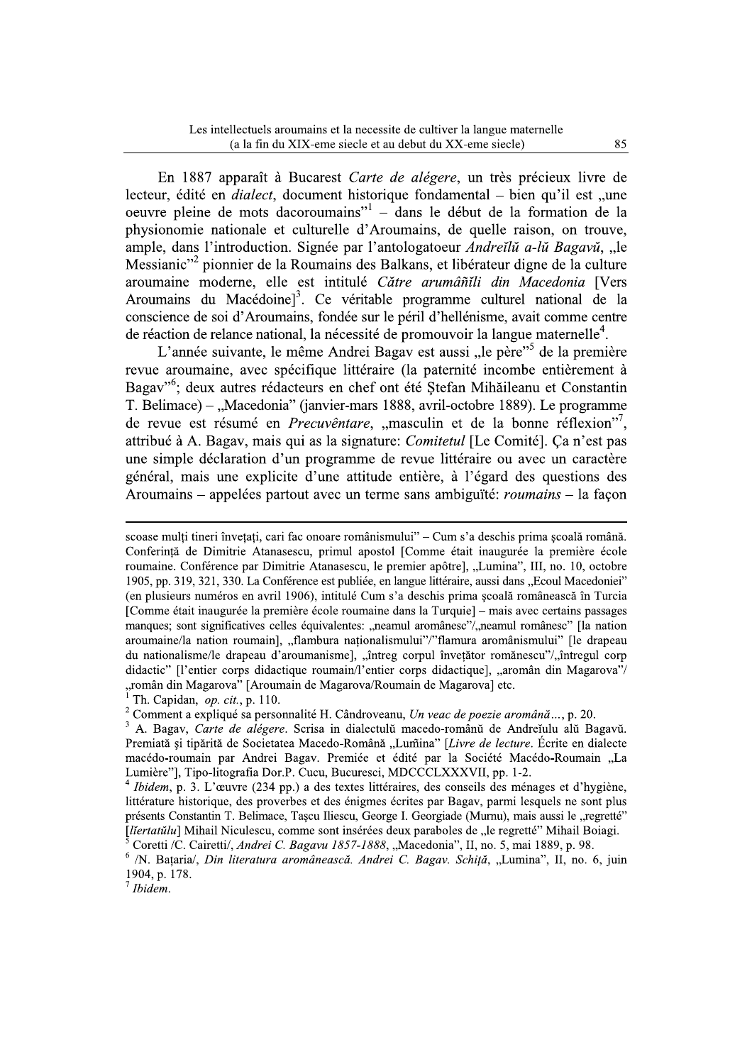En 1887 apparaît à Bucarest *Carte de alégere*, un très précieux livre de lecteur, édité en *dialect*, document historique fondamental – bien qu'il est „une oeuvre pleine de mots dacoroumains"[1] – dans le début de la formation de la physionomie nationale et culturelle d'Aroumains, de quelle raison, on trouve, ample, dans l'introduction. Signée par l'antologatoeur *Andreĭlŭ a-lŭ Bagavŭ*, „le Messianic"[2] pionnier de la Roumains des Balkans, et libérateur digne de la culture aroumaine moderne, elle est intitulé *Către arumâñĭli din Macedonia* [Vers Aroumains du Macédoine][3]. Ce véritable programme culturel national de la conscience de soi d'Aroumains, fondée sur le péril d'hellénisme, avait comme centre de réaction de relance national, la nécessité de promouvoir la langue maternelle[4].

L'année suivante, le même Andrei Bagav est aussi „le père"[5] de la première revue aroumaine, avec spécifique littéraire (la paternité incombe entièrement à Bagav"[6]; deux autres rédacteurs en chef ont été Ştefan Mihăileanu et Constantin T. Belimace) – „Macedonia" (janvier-mars 1888, avril-octobre 1889). Le programme de revue est résumé en *Precuvêntare*, „masculin et de la bonne réflexion"[7], attribué à A. Bagav, mais qui as la signature: *Comitetul* [Le Comité]. Ça n'est pas une simple déclaration d'un programme de revue littéraire ou avec un caractère général, mais une explicite d'une attitude entière, à l'égard des questions des Aroumains – appelées partout avec un terme sans ambiguïté: *roumains* – la façon

---

scoase mulţi tineri învețați, cari fac onoare românismului" – Cum s'a deschis prima școală română. Conferință de Dimitrie Atanasescu, primul apostol [Comme était inaugurée la première école roumaine. Conférence par Dimitrie Atanasescu, le premier apôtre], „Lumina", III, no. 10, octobre 1905, pp. 319, 321, 330. La Conférence est publiée, en langue littéraire, aussi dans „Ecoul Macedoniei" (en plusieurs numéros en avril 1906), intitulé Cum s'a deschis prima școală românească în Turcia [Comme était inaugurée la première école roumaine dans la Turquie] – mais avec certains passages manques; sont significatives celles équivalentes: „neamul aromânesc"/„neamul românesc" [la nation aroumaine/la nation roumain], „flambura naționalismului"/"flamura aromânismului" [le drapeau du nationalisme/le drapeau d'aroumanisme], „întreg corpul învețător românescu"/„întregul corp didactic" [l'entier corps didactique roumain/l'entier corps didactique], „aromân din Magarova"/ „român din Magarova" [Aroumain de Magarova/Roumain de Magarova] etc.

[1] Th. Capidan, *op. cit.*, p. 110.

[2] Comment a expliqué sa personnalité H. Cândroveanu, *Un veac de poezie aromână…*, p. 20.

[3] A. Bagav, *Carte de alégere*. Scrisa in dialectulŭ macedo-românŭ de Andreĭulu alŭ Bagavŭ. Premiată şi tipărită de Societatea Macedo-Română „Lumĭna" [*Livre de lecture*. Écrite en dialecte macédo-roumain par Andrei Bagav. Premiée et édité par la Société Macédo-Roumain „La Lumière"], Tipo-litografia Dor.P. Cucu, Bucuresci, MDCCCLXXXVII, pp. 1-2.

[4] *Ibidem*, p. 3. L'œuvre (234 pp.) a des textes littéraires, des conseils des ménages et d'hygiène, littérature historique, des proverbes et des énigmes écrites par Bagav, parmi lesquels ne sont plus présents Constantin T. Belimace, Taşcu Iliescu, George I. Georgiade (Murnu), mais aussi le „regretté" [*lĭertatŭlu*] Mihail Niculescu, comme sont insérées deux paraboles de „le regretté" Mihail Boiagi.

[5] Coretti /C. Cairetti/, *Andrei C. Bagavu 1857-1888*, „Macedonia", II, no. 5, mai 1889, p. 98.

[6] /N. Bațaria/, *Din literatura aromânească. Andrei C. Bagav. Schiță*, „Lumina", II, no. 6, juin 1904, p. 178.

[7] *Ibidem*.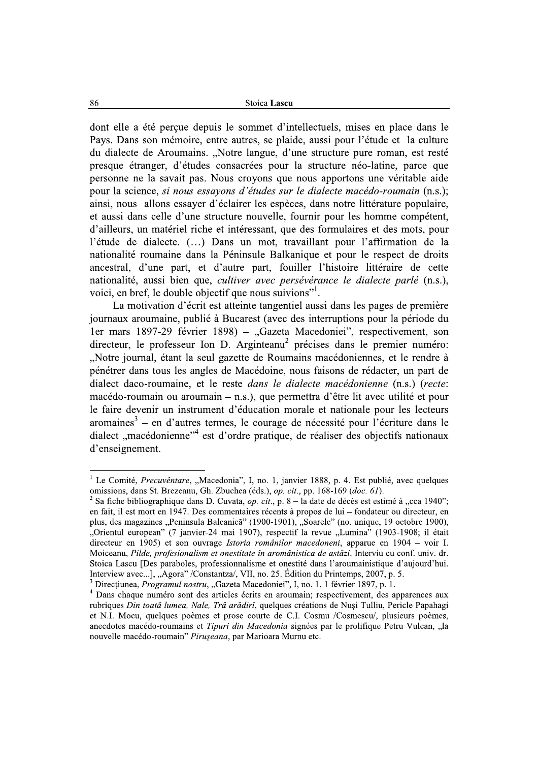dont elle a été perçue depuis le sommet d'intellectuels, mises en place dans le Pays. Dans son mémoire, entre autres, se plaide, aussi pour l'étude et la culture du dialecte de Aroumains. „Notre langue, d'une structure pure roman, est resté presque étranger, d'études consacrées pour la structure néo-latine, parce que personne ne la savait pas. Nous croyons que nous apportons une véritable aide pour la science, *si nous essayons d'études sur le dialecte macédo-roumain* (n.s.); ainsi, nous allons essayer d'éclairer les espèces, dans notre littérature populaire, et aussi dans celle d'une structure nouvelle, fournir pour les homme compétent, d'ailleurs, un matériel riche et intéressant, que des formulaires et des mots, pour l'étude de dialecte. (...) Dans un mot, travaillant pour l'affirmation de la nationalité roumaine dans la Péninsule Balkanique et pour le respect de droits ancestral, d'une part, et d'autre part, fouiller l'histoire littéraire de cette nationalité, aussi bien que, *cultiver avec persévérance le dialecte parlé* (n.s.), voici, en bref, le double objectif que nous suivions"[1].

La motivation d'écrit est atteinte tangentiel aussi dans les pages de première journaux aroumaine, publié à Bucarest (avec des interruptions pour la période du 1er mars 1897-29 février 1898) – „Gazeta Macedoniei", respectivement, son directeur, le professeur Ion D. Arginteanu[2] précises dans le premier numéro: „Notre journal, étant la seul gazette de Roumains macédoniennes, et le rendre à pénétrer dans tous les angles de Macédoine, nous faisons de rédacter, un part de dialect daco-roumaine, et le reste *dans le dialecte macédonienne* (n.s.) (*recte*: macédo-roumain ou aroumain – n.s.), que permettra d'être lit avec utilité et pour le faire devenir un instrument d'éducation morale et nationale pour les lecteurs aromaines[3] – en d'autres termes, le courage de nécessité pour l'écriture dans le dialect „macédonienne"[4] est d'ordre pratique, de réaliser des objectifs nationaux d'enseignement.

---

[1] Le Comité, *Precuvêntare*, „Macedonia", I, no. 1, janvier 1888, p. 4. Est publié, avec quelques omissions, dans St. Brezeanu, Gh. Zbuchea (éds.), *op. cit.*, pp. 168-169 (*doc. 61*).

[2] Sa fiche bibliographique dans D. Cuvata, *op. cit.*, p. 8 – la date de décès est estimé à „cca 1940"; en fait, il est mort en 1947. Des commentaires récents à propos de lui – fondateur ou directeur, en plus, des magazines „Peninsula Balcanică" (1900-1901), „Soarele" (no. unique, 19 octobre 1900), „Orientul european" (7 janvier-24 mai 1907), respectif la revue „Lumina" (1903-1908; il était directeur en 1905) et son ouvrage *Istoria românilor macedoneni*, apparue en 1904 – voir I. Moiceanu, *Pilde, profesionalism et onestitate în aromânistica de astăzi*. Interviu cu conf. univ. dr. Stoica Lascu [Des paraboles, professionnalisme et onestité dans l'aroumainistique d'aujourd'hui. Interview avec...], „Agora" /Constantza/, VII, no. 25. Édition du Printemps, 2007, p. 5.

[3] Direcțiunea, *Programul nostru*, „Gazeta Macedoniei", I, no. 1, 1 février 1897, p. 1.

[4] Dans chaque numéro sont des articles écrits en aroumain; respectivement, des apparences aux rubriques *Din toată lumea, Nale, Tră arădiri*, quelques créations de Nuși Tulliu, Pericle Papahagi et N.I. Mocu, quelques poèmes et prose courte de C.I. Cosmu /Cosmescu/, plusieurs poèmes, anecdotes macédo-roumains et *Tipuri din Macedonia* signées par le prolifique Petru Vulcan, „la nouvelle macédo-roumain" *Pirușeana*, par Marioara Murnu etc.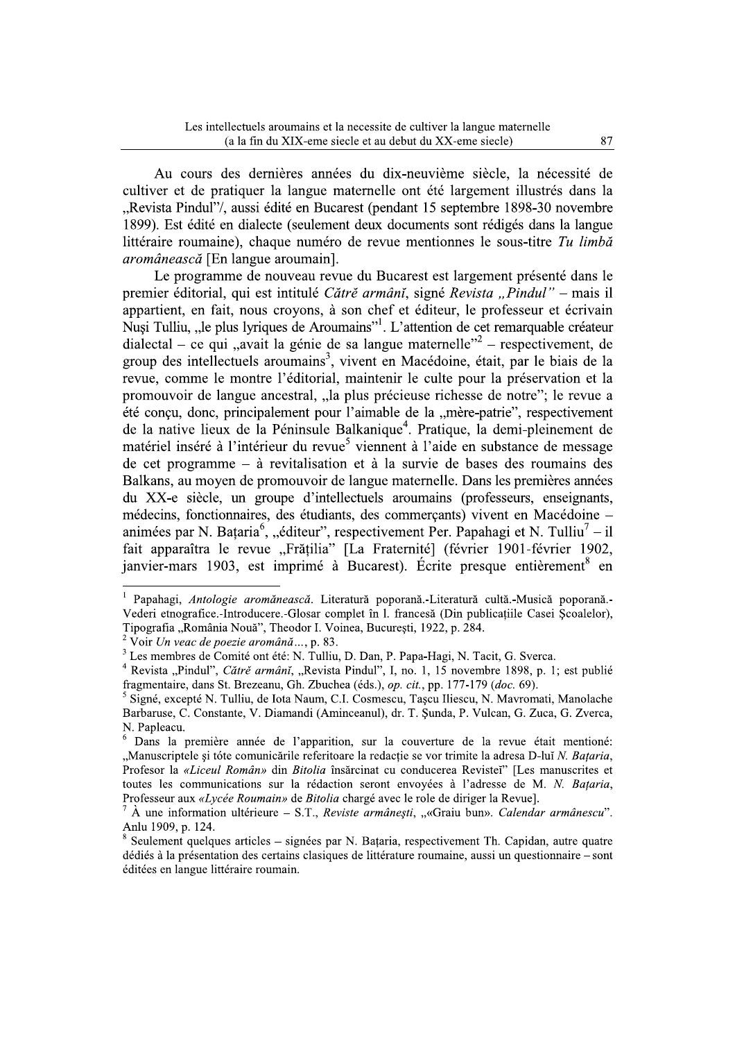Au cours des dernières années du dix-neuvième siècle, la nécessité de cultiver et de pratiquer la langue maternelle ont été largement illustrés dans la „Revista Pindul"/, aussi édité en Bucarest (pendant 15 septembre 1898-30 novembre 1899). Est édité en dialecte (seulement deux documents sont rédigés dans la langue littéraire roumaine), chaque numéro de revue mentionnes le sous-titre *Tu limbă aromânească* [En langue aroumain].

Le programme de nouveau revue du Bucarest est largement présenté dans le premier éditorial, qui est intitulé *Cătră armânĭ*, signé *Revista „Pindul"* – mais il appartient, en fait, nous croyons, à son chef et éditeur, le professeur et écrivain Nuşi Tulliu, „le plus lyriques de Aroumains"[1]. L'attention de cet remarquable créateur dialectal – ce qui „avait la génie de sa langue maternelle"[2] – respectivement, de group des intellectuels aroumains[3], vivent en Macédoine, était, par le biais de la revue, comme le montre l'éditorial, maintenir le culte pour la préservation et la promouvoir de langue ancestral, „la plus précieuse richesse de notre"; le revue a été conçu, donc, principalement pour l'aimable de la „mère-patrie", respectivement de la native lieux de la Péninsule Balkanique[4]. Pratique, la demi-pleinement de matériel inséré à l'intérieur du revue[5] viennent à l'aide en substance de message de cet programme – à revitalisation et à la survie de bases des roumains des Balkans, au moyen de promouvoir de langue maternelle. Dans les premières années du XX-e siècle, un groupe d'intellectuels aroumains (professeurs, enseignants, médecins, fonctionnaires, des étudiants, des commerçants) vivent en Macédoine – animées par N. Baţaria[6], „éditeur", respectivement Per. Papahagi et N. Tulliu[7] – il fait apparaîtra le revue „Frăţilia" [La Fraternité] (février 1901-février 1902, janvier-mars 1903, est imprimé à Bucarest). Écrite presque entièrement[8] en

---

[1] Papahagi, *Antologie aromănească*. Literatură poporană.-Literatură cultă.-Musică poporană.-Vederi etnografice.-Introducere.-Glosar complet în l. francesă (Din publicaţiile Casei Şcoalelor), Tipografia „România Nouă", Theodor I. Voinea, Bucureşti, 1922, p. 284.

[2] Voir *Un veac de poezie aromână*..., p. 83.

[3] Les membres de Comité ont été: N. Tulliu, D. Dan, P. Papa-Hagi, N. Tacit, G. Sverca.

[4] Revista „Pindul", *Cătră armânĭ*, „Revista Pindul", I, no. 1, 15 novembre 1898, p. 1; est publié fragmentaire, dans St. Brezeanu, Gh. Zbuchea (éds.), *op. cit.*, pp. 177-179 (*doc.* 69).

[5] Signé, excepté N. Tulliu, de Iota Naum, C.I. Cosmescu, Taşcu Iliescu, N. Mavromati, Manolache Barbaruse, C. Constante, V. Diamandi (Aminceanul), dr. T. Şunda, P. Vulcan, G. Zuca, G. Zverca, N. Papleacu.

[6] Dans la première année de l'apparition, sur la couverture de la revue était mentioné: „Manuscriptele şi tóte comunicările referitoare la redacţie se vor trimite la adresa D-luĭ *N. Baţaria*, Profesor la *«Liceul Român»* din *Bitolia* însărcinat cu conducerea Revisteĭ" [Les manuscrites et toutes les communications sur la rédaction seront envoyées à l'adresse de M. *N. Baţaria*, Professeur aux *«Lycée Roumain»* de *Bitolia* chargé avec le role de diriger la Revue].

[7] À une information ultérieure – S.T., *Reviste armâneşti*, „«Graiu bun». *Calendar armânescu*". Anlu 1909, p. 124.

[8] Seulement quelques articles – signées par N. Baţaria, respectivement Th. Capidan, autre quatre dédiés à la présentation des certains clasiques de littérature roumaine, aussi un questionnaire – sont éditées en langue littéraire roumain.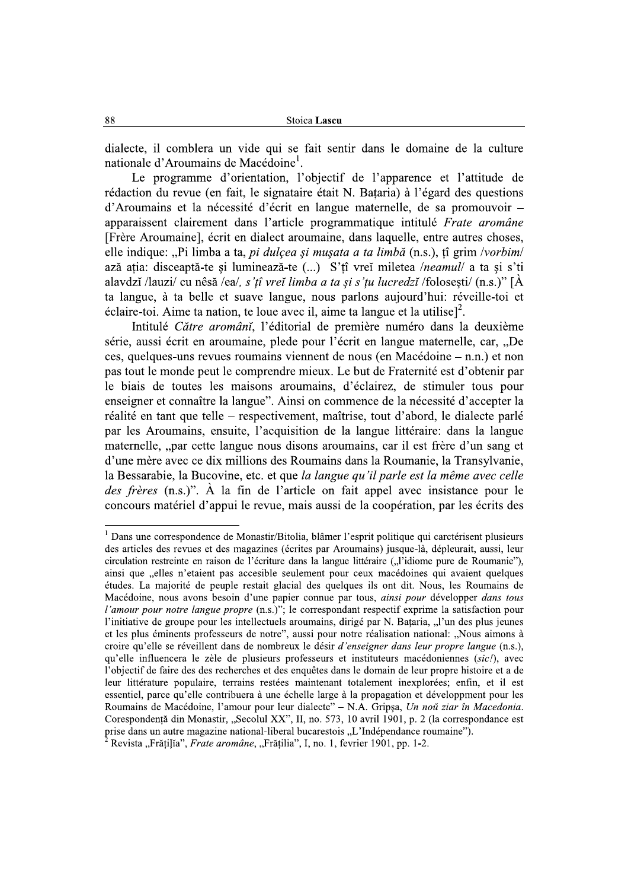dialecte, il comblera un vide qui se fait sentir dans le domaine de la culture nationale d'Aroumains de Macédoine[1].

Le programme d'orientation, l'objectif de l'apparence et l'attitude de rédaction du revue (en fait, le signataire était N. Bațaria) à l'égard des questions d'Aroumains et la nécessité d'écrit en langue maternelle, de sa promouvoir – apparaissent clairement dans l'article programmatique intitulé *Frate aromâne* [Frère Aroumaine], écrit en dialect aroumaine, dans laquelle, entre autres choses, elle indique: „Pi limba a ta, *pi dulçea şi muşata a ta limbă* (n.s.), ţî grim /*vorbim*/ ază aţia: disceaptă-te şi luminează-te (...) S'ţî vreĭ miletea /*neamul*/ a ta şi s'ti alavdzĭ /lauzi/ cu nêsă /ea/, *s'ţî vreĭ limba a ta şi s'ţu lucredzĭ* /foloseşti/ (n.s.)" [À ta langue, à ta belle et suave langue, nous parlons aujourd'hui: réveille-toi et éclaire-toi. Aime ta nation, te loue avec il, aime ta langue et la utilise][2].

Intitulé *Către aromânĭ*, l'éditorial de première numéro dans la deuxième série, aussi écrit en aroumaine, plede pour l'écrit en langue maternelle, car, „De ces, quelques-uns revues roumains viennent de nous (en Macédoine – n.n.) et non pas tout le monde peut le comprendre mieux. Le but de Fraternité est d'obtenir par le biais de toutes les maisons aroumains, d'éclairez, de stimuler tous pour enseigner et connaître la langue". Ainsi on commence de la nécessité d'accepter la réalité en tant que telle – respectivement, maîtrise, tout d'abord, le dialecte parlé par les Aroumains, ensuite, l'acquisition de la langue littéraire: dans la langue maternelle, „par cette langue nous disons aroumains, car il est frère d'un sang et d'une mère avec ce dix millions des Roumains dans la Roumanie, la Transylvanie, la Bessarabie, la Bucovine, etc. et que *la langue qu'il parle est la même avec celle des frères* (n.s.)". À la fin de l'article on fait appel avec insistance pour le concours matériel d'appui le revue, mais aussi de la coopération, par les écrits des

---

[1] Dans une correspondence de Monastir/Bitolia, blâmer l'esprit politique qui carctérisent plusieurs des articles des revues et des magazines (écrites par Aroumains) jusque-là, dépleurait, aussi, leur circulation restreinte en raison de l'écriture dans la langue littéraire („l'idiome pure de Roumanie"), ainsi que „elles n'etaient pas accesible seulement pour ceux macédoines qui avaient quelques études. La majorité de peuple restait glacial des quelques ils ont dit. Nous, les Roumains de Macédoine, nous avons besoin d'une papier connue par tous, *ainsi pour* développer *dans tous l'amour pour notre langue propre* (n.s.)"; le correspondant respectif exprime la satisfaction pour l'initiative de groupe pour les intellectuels aroumains, dirigé par N. Bațaria, „l'un des plus jeunes et les plus éminents professeurs de notre", aussi pour notre réalisation national: „Nous aimons à croire qu'elle se réveillent dans de nombreux le désir *d'enseigner dans leur propre langue* (n.s.), qu'elle influencera le zèle de plusieurs professeurs et instituteurs macédoniennes (*sic!*), avec l'objectif de faire des des recherches et des enquêtes dans le domain de leur propre histoire et a de leur littérature populaire, terrains restées maintenant totalement inexplorées; enfin, et il est essentiel, parce qu'elle contribuera à une échelle large à la propagation et développment pour les Roumains de Macédoine, l'amour pour leur dialecte" – N.A. Gripşa, *Un noŭ ziar în Macedonia. Corespondenţă din Monastir*, „Secolul XX", II, no. 573, 10 avril 1901, p. 2 (la correspondance est prise dans un autre magazine national-liberal bucarestois „L'Indépendance roumaine").

[2] Revista „Frăţilĭa", *Frate aromâne*, „Frăţilia", I, no. 1, fevrier 1901, pp. 1-2.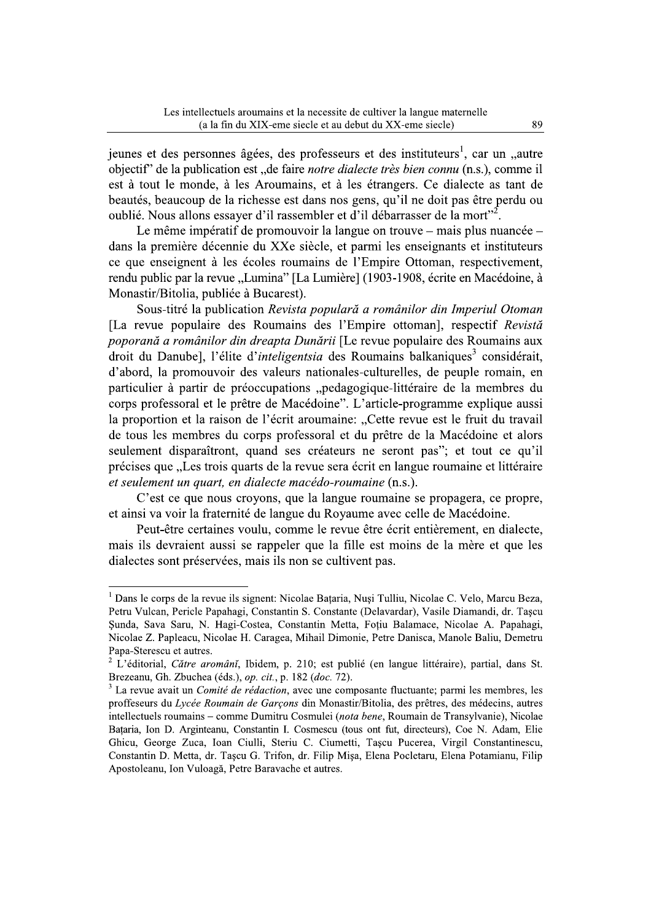jeunes et des personnes âgées, des professeurs et des instituteurs[1], car un „autre objectif" de la publication est „de faire *notre dialecte très bien connu* (n.s.), comme il est à tout le monde, à les Aroumains, et à les étrangers. Ce dialecte as tant de beautés, beaucoup de la richesse est dans nos gens, qu'il ne doit pas être perdu ou oublié. Nous allons essayer d'il rassembler et d'il débarrasser de la mort"[2].

Le même impératif de promouvoir la langue on trouve – mais plus nuancée – dans la première décennie du XXe siècle, et parmi les enseignants et instituteurs ce que enseignent à les écoles roumains de l'Empire Ottoman, respectivement, rendu public par la revue „Lumina" [La Lumière] (1903-1908, écrite en Macédoine, à Monastir/Bitolia, publiée à Bucarest).

Sous-titré la publication *Revista populară a românilor din Imperiul Otoman* [La revue populaire des Roumains des l'Empire ottoman], respectif *Revistă poporană a românilor din dreapta Dunării* [Le revue populaire des Roumains aux droit du Danube], l'élite d'*inteligentsia* des Roumains balkaniques[3] considérait, d'abord, la promouvoir des valeurs nationales-culturelles, de peuple romain, en particulier à partir de préoccupations „pedagogique-littéraire de la membres du corps professoral et le prêtre de Macédoine". L'article-programme explique aussi la proportion et la raison de l'écrit aroumaine: „Cette revue est le fruit du travail de tous les membres du corps professoral et du prêtre de la Macédoine et alors seulement disparaîtront, quand ses créateurs ne seront pas"; et tout ce qu'il précises que „Les trois quarts de la revue sera écrit en langue roumaine et littéraire *et seulement un quart, en dialecte macédo-roumaine* (n.s.).

C'est ce que nous croyons, que la langue roumaine se propagera, ce propre, et ainsi va voir la fraternité de langue du Royaume avec celle de Macédoine.

Peut-être certaines voulu, comme le revue être écrit entièrement, en dialecte, mais ils devraient aussi se rappeler que la fille est moins de la mère et que les dialectes sont préservées, mais ils non se cultivent pas.

---

[1] Dans le corps de la revue ils signent: Nicolae Bațaria, Nuși Tulliu, Nicolae C. Velo, Marcu Beza, Petru Vulcan, Pericle Papahagi, Constantin S. Constante (Delavardar), Vasile Diamandi, dr. Tașcu Șunda, Sava Saru, N. Hagi-Costea, Constantin Metta, Foțiu Balamace, Nicolae A. Papahagi, Nicolae Z. Papleacu, Nicolae H. Caragea, Mihail Dimonie, Petre Danisca, Manole Baliu, Demetru Papa-Sterescu et autres.

[2] L'éditorial, *Către aromânĭ*, Ibidem, p. 210; est publié (en langue littéraire), partial, dans St. Brezeanu, Gh. Zbuchea (éds.), *op. cit.*, p. 182 (*doc.* 72).

[3] La revue avait un *Comité de rédaction*, avec une composante fluctuante; parmi les membres, les proffeseurs du *Lycée Roumain de Garçons* din Monastir/Bitolia, des prêtres, des médecins, autres intellectuels roumains – comme Dumitru Cosmulei (*nota bene*, Roumain de Transylvanie), Nicolae Bațaria, Ion D. Arginteanu, Constantin I. Cosmescu (tous ont fut, directeurs), Coe N. Adam, Elie Ghicu, George Zuca, Ioan Ciulli, Steriu C. Ciumetti, Tașcu Pucerea, Virgil Constantinescu, Constantin D. Metta, dr. Tașcu G. Trifon, dr. Filip Mișa, Elena Pocletaru, Elena Potamianu, Filip Apostoleanu, Ion Vuloagă, Petre Baravache et autres.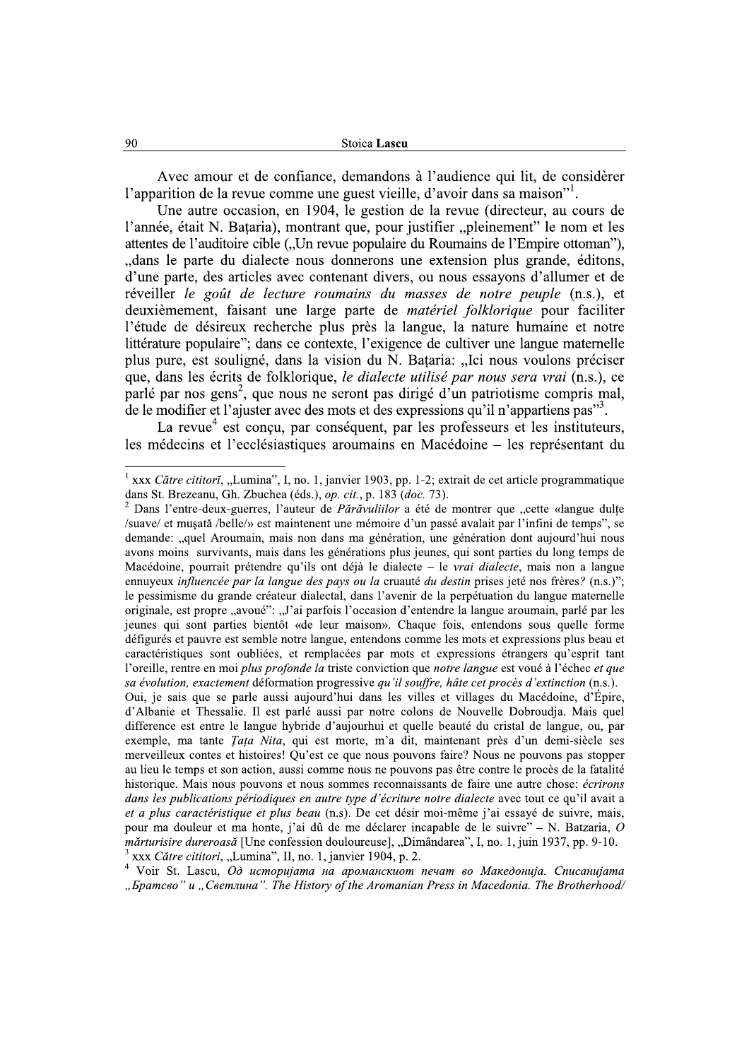Avec amour et de confiance, demandons à l'audience qui lit, de considèrer l'apparition de la revue comme une guest vieille, d'avoir dans sa maison"[1].

Une autre occasion, en 1904, le gestion de la revue (directeur, au cours de l'année, était N. Baţaria), montrant que, pour justifier „pleinement" le nom et les attentes de l'auditoire cible („Un revue populaire du Roumains de l'Empire ottoman"), „dans le parte du dialecte nous donnerons une extension plus grande, éditons, d'une parte, des articles avec contenant divers, ou nous essayons d'allumer et de réveiller *le goût de lecture roumains du masses de notre peuple* (n.s.), et deuxièmement, faisant une large parte de *matériel folklorique* pour faciliter l'étude de désireux recherche plus près la langue, la nature humaine et notre littérature populaire"; dans ce contexte, l'exigence de cultiver une langue maternelle plus pure, est souligné, dans la vision du N. Baţaria: „Ici nous voulons préciser que, dans les écrits de folklorique, *le dialecte utilisé par nous sera vrai* (n.s.), ce parlé par nos gens[2], que nous ne seront pas dirigé d'un patriotisme compris mal, de le modifier et l'ajuster avec des mots et des expressions qu'il n'appartiens pas"[3].

La revue[4] est conçu, par conséquent, par les professeurs et les instituteurs, les médecins et l'ecclésiastiques aroumains en Macédoine – les représentant du

---

[1] xxx *Către cititorĭ*, „Lumina", I, no. 1, janvier 1903, pp. 1-2; extrait de cet article programmatique dans St. Brezeanu, Gh. Zbuchea (éds.), *op. cit.*, p. 183 (*doc.* 73).

[2] Dans l'entre-deux-guerres, l'auteur de *Părăvuliilor* a été de montrer que „cette «langue dulţe /suave/ et muşată /belle/» est maintenent une mémoire d'un passé avalait par l'infini de temps", se demande: „quel Aroumain, mais non dans ma génération, une génération dont aujourd'hui nous avons moins survivants, mais dans les générations plus jeunes, qui sont parties du long temps de Macédoine, pourrait prétendre qu'ils ont déjà le dialecte – le *vrai dialecte*, mais non a langue ennuyeux *influencée par la langue des pays ou la* cruauté *du destin* prises jeté nos frères*?* (n.s.)"; le pessimisme du grande créateur dialectal, dans l'avenir de la perpétuation du langue maternelle originale, est propre „avoué": „J'ai parfois l'occasion d'entendre la langue aroumain, parlé par les jeunes qui sont parties bientôt «de leur maison». Chaque fois, entendons sous quelle forme défigurés et pauvre est semble notre langue, entendons comme les mots et expressions plus beau et caractéristiques sont oubliées, et remplacées par mots et expressions étrangers qu'esprit tant l'oreille, rentre en moi *plus profonde la* triste conviction que *notre langue* est voué à l'échec *et que sa évolution, exactement* déformation progressive *qu'il souffre, hâte cet procès d'extinction* (n.s.).
Oui, je sais que se parle aussi aujourd'hui dans les villes et villages du Macédoine, d'Épire, d'Albanie et Thessalie. Il est parlé aussi par notre colons de Nouvelle Dobroudja. Mais quel difference est entre le langue hybride d'aujourhui et quelle beauté du cristal de langue, ou, par exemple, ma tante *Ţaţa Nita*, qui est morte, m'a dit, maintenant près d'un demi-siècle ses merveilleux contes et histoires! Qu'est ce que nous pouvons faire? Nous ne pouvons pas stopper au lieu le temps et son action, aussi comme nous ne pouvons pas être contre le procès de la fatalité historique. Mais nous pouvons et nous sommes reconnaissants de faire une autre chose: *écrirons dans les publications périodiques en autre type d'écriture notre dialecte* avec tout ce qu'il avait a *et a plus caractéristique et plus beau* (n.s). De cet désir moi-même j'ai essayé de suivre, mais, pour ma douleur et ma honte, j'ai dû de me déclarer incapable de le suivre" – N. Batzaria, *O mărturisire dureroasă* [Une confession douloureuse], „Dimândarea", I, no. 1, juin 1937, pp. 9-10.

[3] xxx *Către cititori*, „Lumina", II, no. 1, janvier 1904, p. 2.

[4] Voir St. Lascu, *Од историјата на ароманскиот печат во Македонија. Списанијата „Братсво" и „Светлина"*. *The History of the Aromanian Press in Macedonia. The Brotherhood/*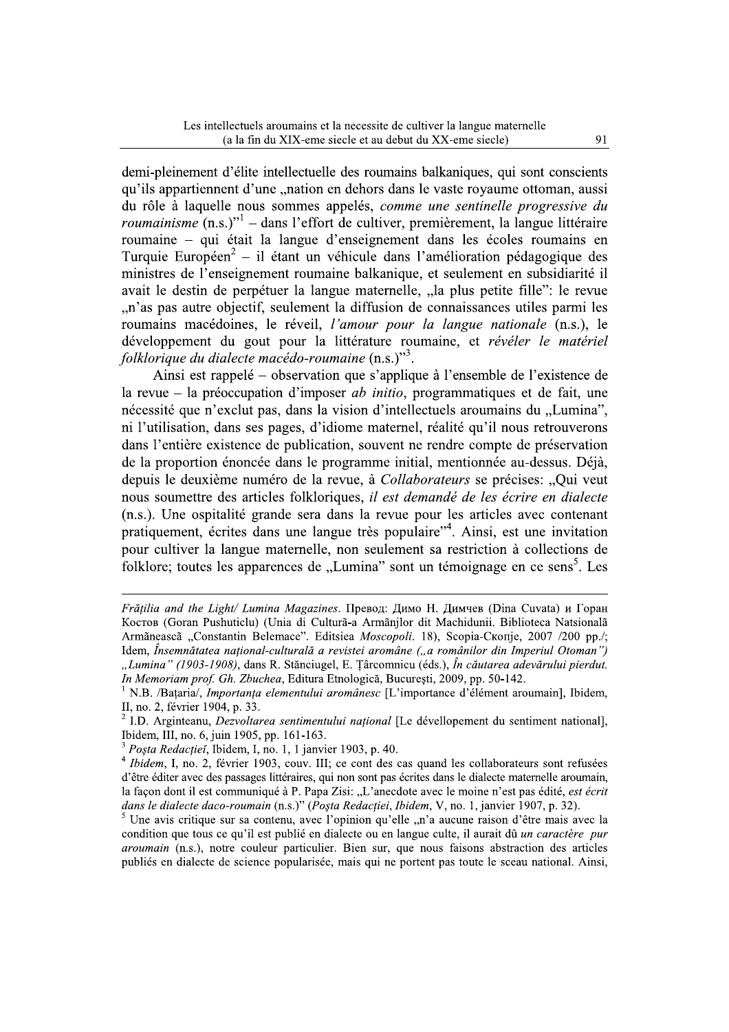demi-pleinement d'élite intellectuelle des roumains balkaniques, qui sont conscients qu'ils appartiennent d'une „nation en dehors dans le vaste royaume ottoman, aussi du rôle à laquelle nous sommes appelés, *comme une sentinelle progressive du roumainisme* (n.s.)"[1] – dans l'effort de cultiver, premièrement, la langue littéraire roumaine – qui était la langue d'enseignement dans les écoles roumains en Turquie Européen[2] – il étant un véhicule dans l'amélioration pédagogique des ministres de l'enseignement roumaine balkanique, et seulement en subsidiarité il avait le destin de perpétuer la langue maternelle, „la plus petite fille": le revue „n'as pas autre objectif, seulement la diffusion de connaissances utiles parmi les roumains macédoines, le réveil, *l'amour pour la langue nationale* (n.s.), le développement du gout pour la littérature roumaine, et *révéler le matériel folklorique du dialecte macédo-roumaine* (n.s.)"[3].

Ainsi est rappelé – observation que s'applique à l'ensemble de l'existence de la revue – la préoccupation d'imposer *ab initio*, programmatiques et de fait, une nécessité que n'exclut pas, dans la vision d'intellectuels aroumains du „Lumina", ni l'utilisation, dans ses pages, d'idiome maternel, réalité qu'il nous retrouverons dans l'entière existence de publication, souvent ne rendre compte de préservation de la proportion énoncée dans le programme initial, mentionnée au-dessus. Déjà, depuis le deuxième numéro de la revue, à *Collaborateurs* se précises: „Qui veut nous soumettre des articles folkloriques, *il est demandé de les écrire en dialecte* (n.s.). Une ospitalité grande sera dans la revue pour les articles avec contenant pratiquement, écrites dans une langue très populaire"[4]. Ainsi, est une invitation pour cultiver la langue maternelle, non seulement sa restriction à collections de folklore; toutes les apparences de „Lumina" sont un témoignage en ce sens[5]. Les

---

*Frăţilia and the Light/ Lumina Magazines*. Превод: Димо Н. Димчев (Dina Cuvata) и Горан Костов (Goran Pushuticlu) (Unia di Cultură-a Armãnjlor dit Machidunii. Biblioteca Natsionalã Armãneascã „Constantin Belemace". Editsiea *Moscopoli*. 18), Scopia-Скопје, 2007 /200 pp./; Idem, *Însemnătatea naţional-culturală a revistei aromâne („a românilor din Imperiul Otoman") „Lumina" (1903-1908)*, dans R. Stănciugel, E. Ţârcomnicu (éds.), *În căutarea adevărului pierdut. In Memoriam prof. Gh. Zbuchea*, Editura Etnologică, Bucureşti, 2009, pp. 50-142.

[1] N.B. /Baţaria/, *Importanţa elementului aromânesc* [L'importance d'élément aroumain], Ibidem, II, no. 2, février 1904, p. 33.

[2] I.D. Arginteanu, *Dezvoltarea sentimentului naţional* [Le dévellopement du sentiment national], Ibidem, III, no. 6, juin 1905, pp. 161-163.

[3] *Poşta Redacţiei*, Ibidem, I, no. 1, 1 janvier 1903, p. 40.

[4] *Ibidem*, I, no. 2, février 1903, couv. III; ce cont des cas quand les collaborateurs sont refusées d'être éditer avec des passages littéraires, qui non sont pas écrites dans le dialecte maternelle aroumain, la façon dont il est communiqué à P. Papa Zisi: „L'anecdote avec le moine n'est pas édité, *est écrit dans le dialecte daco-roumain* (n.s.)" (*Poşta Redacţiei*, *Ibidem*, V, no. 1, janvier 1907, p. 32).

[5] Une avis critique sur sa contenu, avec l'opinion qu'elle „n'a aucune raison d'être mais avec la condition que tous ce qu'il est publié en dialecte ou en langue culte, il aurait dû *un caractère pur aroumain* (n.s.), notre couleur particulier. Bien sur, que nous faisons abstraction des articles publiés en dialecte de science popularisée, mais qui ne portent pas toute le sceau national. Ainsi,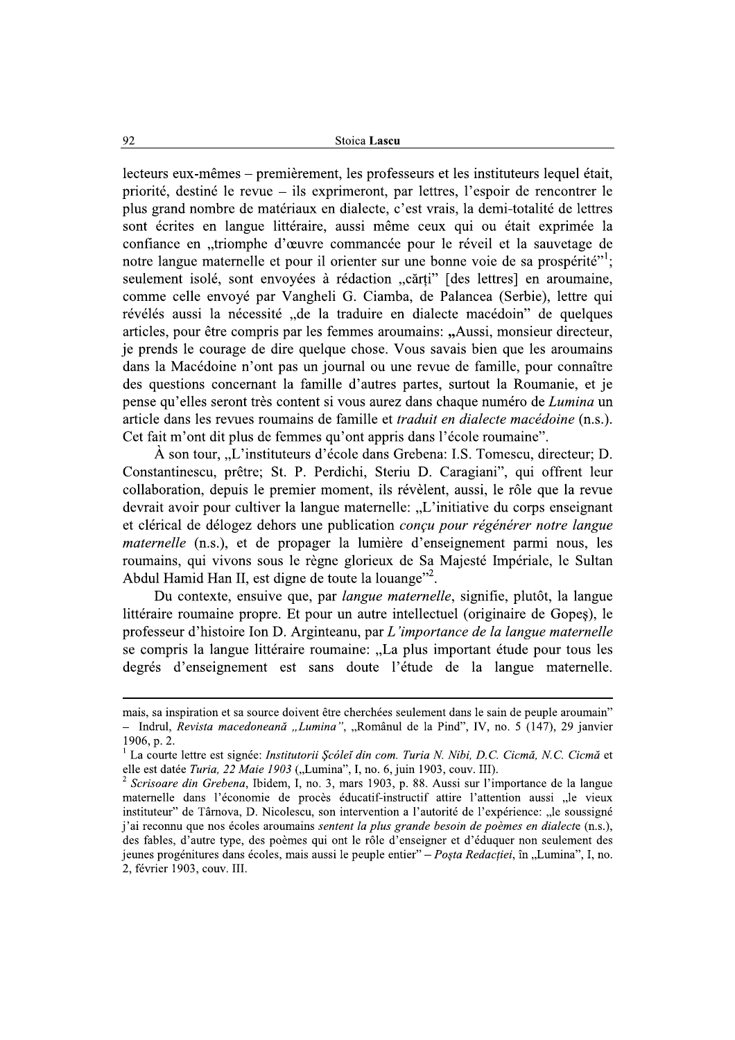lecteurs eux-mêmes – premièrement, les professeurs et les instituteurs lequel était, priorité, destiné le revue – ils exprimeront, par lettres, l'espoir de rencontrer le plus grand nombre de matériaux en dialecte, c'est vrais, la demi-totalité de lettres sont écrites en langue littéraire, aussi même ceux qui ou était exprimée la confiance en „triomphe d'œuvre commancée pour le réveil et la sauvetage de notre langue maternelle et pour il orienter sur une bonne voie de sa prospérité"[1]; seulement isolé, sont envoyées à rédaction „cărți" [des lettres] en aroumaine, comme celle envoyé par Vangheli G. Ciamba, de Palancea (Serbie), lettre qui révélés aussi la nécessité „de la traduire en dialecte macédoin" de quelques articles, pour être compris par les femmes aroumains: **„**Aussi, monsieur directeur, je prends le courage de dire quelque chose. Vous savais bien que les aroumains dans la Macédoine n'ont pas un journal ou une revue de famille, pour connaître des questions concernant la famille d'autres partes, surtout la Roumanie, et je pense qu'elles seront très content si vous aurez dans chaque numéro de *Lumina* un article dans les revues roumains de famille et *traduit en dialecte macédoine* (n.s.). Cet fait m'ont dit plus de femmes qu'ont appris dans l'école roumaine".

À son tour, „L'instituteurs d'école dans Grebena: I.S. Tomescu, directeur; D. Constantinescu, prêtre; St. P. Perdichi, Steriu D. Caragiani", qui offrent leur collaboration, depuis le premier moment, ils révèlent, aussi, le rôle que la revue devrait avoir pour cultiver la langue maternelle: „L'initiative du corps enseignant et clérical de délogez dehors une publication *conçu pour régénérer notre langue maternelle* (n.s.), et de propager la lumière d'enseignement parmi nous, les roumains, qui vivons sous le règne glorieux de Sa Majesté Impériale, le Sultan Abdul Hamid Han II, est digne de toute la louange"[2].

Du contexte, ensuive que, par *langue maternelle*, signifie, plutôt, la langue littéraire roumaine propre. Et pour un autre intellectuel (originaire de Gopeș), le professeur d'histoire Ion D. Arginteanu, par *L'importance de la langue maternelle* se compris la langue littéraire roumaine: „La plus important étude pour tous les degrés d'enseignement est sans doute l'étude de la langue maternelle.

---

mais, sa inspiration et sa source doivent être cherchées seulement dans le sain de peuple aroumain" – Indrul, *Revista macedoneană „Lumina"*, „Românul de la Pind", IV, no. 5 (147), 29 janvier 1906, p. 2.

[1] La courte lettre est signée: *Institutorii Școleĭ din com. Turia N. Nibi, D.C. Cicmă, N.C. Cicmă* et elle est datée *Turia, 22 Maie 1903* („Lumina", I, no. 6, juin 1903, couv. III).

[2] *Scrisoare din Grebena*, Ibidem, I, no. 3, mars 1903, p. 88. Aussi sur l'importance de la langue maternelle dans l'économie de procès éducatif-instructif attire l'attention aussi „le vieux instituteur" de Târnova, D. Nicolescu, son intervention a l'autorité de l'expérience: „le soussigné j'ai reconnu que nos écoles aroumains *sentent la plus grande besoin de poèmes en dialecte* (n.s.), des fables, d'autre type, des poèmes qui ont le rôle d'enseigner et d'éduquer non seulement des jeunes progénitures dans écoles, mais aussi le peuple entier" – *Poșta Redacției*, în „Lumina", I, no. 2, février 1903, couv. III.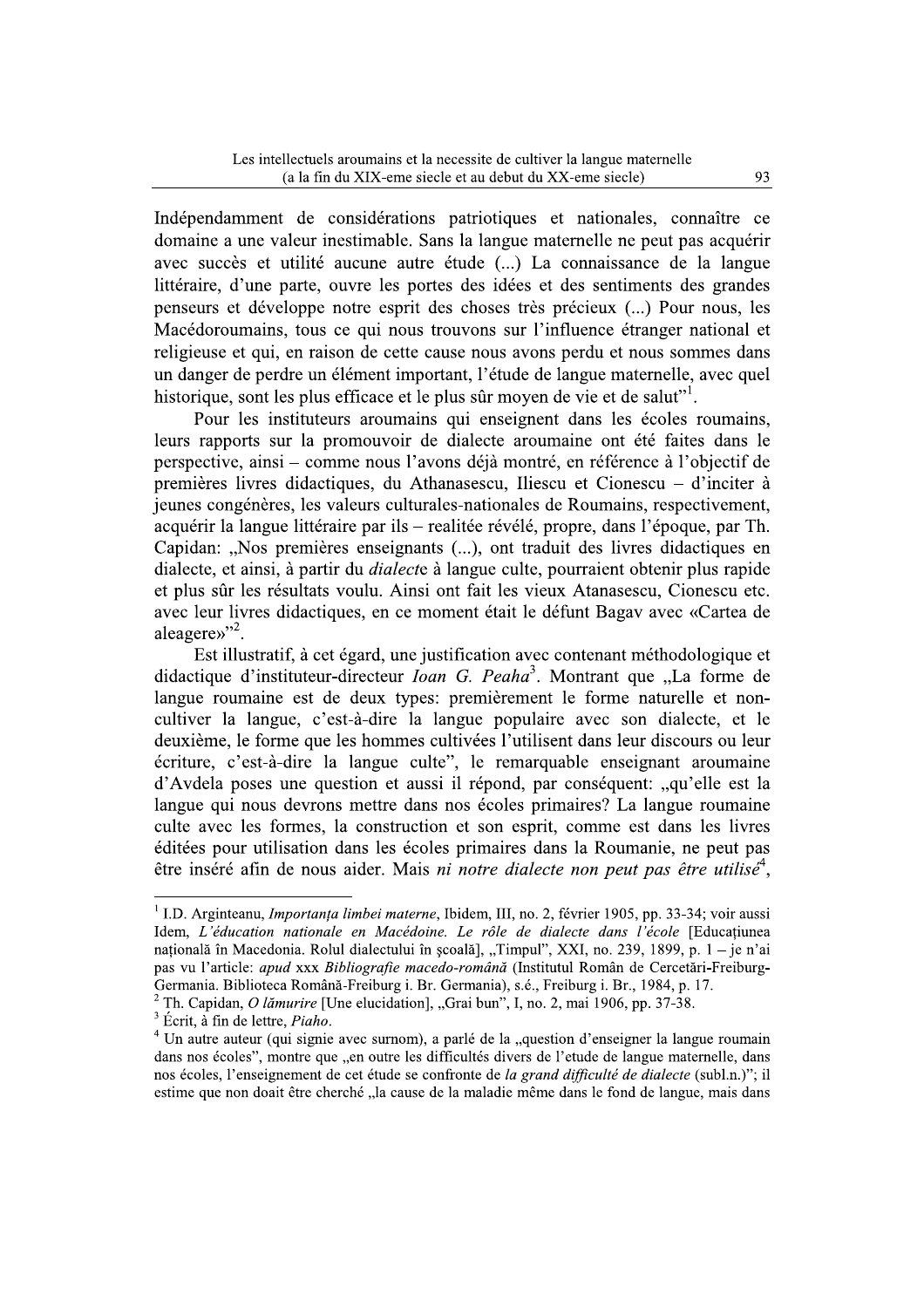Indépendamment de considérations patriotiques et nationales, connaître ce domaine a une valeur inestimable. Sans la langue maternelle ne peut pas acquérir avec succès et utilité aucune autre étude (...) La connaissance de la langue littéraire, d'une parte, ouvre les portes des idées et des sentiments des grandes penseurs et développe notre esprit des choses très précieux (...) Pour nous, les Macédoroumains, tous ce qui nous trouvons sur l'influence étranger national et religieuse et qui, en raison de cette cause nous avons perdu et nous sommes dans un danger de perdre un élément important, l'étude de langue maternelle, avec quel historique, sont les plus efficace et le plus sûr moyen de vie et de salut"[1].

Pour les instituteurs aroumains qui enseignent dans les écoles roumains, leurs rapports sur la promouvoir de dialecte aroumaine ont été faites dans le perspective, ainsi – comme nous l'avons déjà montré, en référence à l'objectif de premières livres didactiques, du Athanasescu, Iliescu et Cionescu – d'inciter à jeunes congénères, les valeurs culturales-nationales de Roumains, respectivement, acquérir la langue littéraire par ils – realitée révélé, propre, dans l'époque, par Th. Capidan: „Nos premières enseignants (...), ont traduit des livres didactiques en dialecte, et ainsi, à partir du *dialect*e à langue culte, pourraient obtenir plus rapide et plus sûr les résultats voulu. Ainsi ont fait les vieux Atanasescu, Cionescu etc. avec leur livres didactiques, en ce moment était le défunt Bagav avec «Cartea de aleagere»"[2].

Est illustratif, à cet égard, une justification avec contenant méthodologique et didactique d'instituteur-directeur *Ioan G. Peaha*[3]. Montrant que „La forme de langue roumaine est de deux types: premièrement le forme naturelle et non-cultiver la langue, c'est-à-dire la langue populaire avec son dialecte, et le deuxième, le forme que les hommes cultivées l'utilisent dans leur discours ou leur écriture, c'est-à-dire la langue culte", le remarquable enseignant aroumaine d'Avdela poses une question et aussi il répond, par conséquent: „qu'elle est la langue qui nous devrons mettre dans nos écoles primaires? La langue roumaine culte avec les formes, la construction et son esprit, comme est dans les livres éditées pour utilisation dans les écoles primaires dans la Roumanie, ne peut pas être inséré afin de nous aider. Mais *ni notre dialecte non peut pas être utilisé*[4],

---

[1] I.D. Arginteanu, *Importanța limbei materne*, Ibidem, III, no. 2, février 1905, pp. 33-34; voir aussi Idem, *L'éducation nationale en Macédoine. Le rôle de dialecte dans l'école* [Educațiunea națională în Macedonia. Rolul dialectului în școală], „Timpul", XXI, no. 239, 1899, p. 1 – je n'ai pas vu l'article: *apud* xxx *Bibliografie macedo-română* (Institutul Român de Cercetări-Freiburg-Germania. Biblioteca Română-Freiburg i. Br. Germania), s.é., Freiburg i. Br., 1984, p. 17.

[2] Th. Capidan, *O lămurire* [Une elucidation], „Grai bun", I, no. 2, mai 1906, pp. 37-38.

[3] Écrit, à fin de lettre, *Piaho*.

[4] Un autre auteur (qui signie avec surnom), a parlé de la „question d'enseigner la langue roumain dans nos écoles", montre que „en outre les difficultés divers de l'etude de langue maternelle, dans nos écoles, l'enseignement de cet étude se confronte de *la grand difficulté de dialecte* (subl.n.)"; il estime que non doait être cherché „la cause de la maladie même dans le fond de langue, mais dans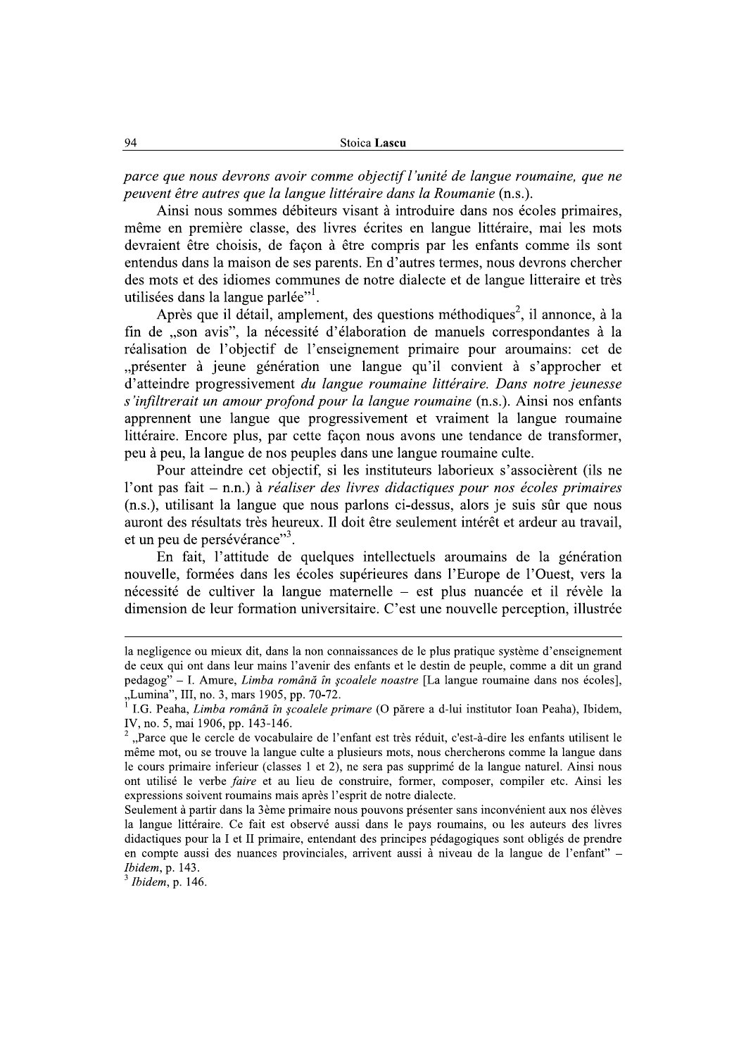*parce que nous devrons avoir comme objectif l'unité de langue roumaine, que ne peuvent être autres que la langue littéraire dans la Roumanie* (n.s.).

Ainsi nous sommes débiteurs visant à introduire dans nos écoles primaires, même en première classe, des livres écrites en langue littéraire, mai les mots devraient être choisis, de façon à être compris par les enfants comme ils sont entendus dans la maison de ses parents. En d'autres termes, nous devrons chercher des mots et des idiomes communes de notre dialecte et de langue litteraire et très utilisées dans la langue parlée"[1].

Après que il détail, amplement, des questions méthodiques[2], il annonce, à la fin de „son avis", la nécessité d'élaboration de manuels correspondantes à la réalisation de l'objectif de l'enseignement primaire pour aroumains: cet de „présenter à jeune génération une langue qu'il convient à s'approcher et d'atteindre progressivement *du langue roumaine littéraire. Dans notre jeunesse s'infiltrerait un amour profond pour la langue roumaine* (n.s.). Ainsi nos enfants apprennent une langue que progressivement et vraiment la langue roumaine littéraire. Encore plus, par cette façon nous avons une tendance de transformer, peu à peu, la langue de nos peuples dans une langue roumaine culte.

Pour atteindre cet objectif, si les instituteurs laborieux s'associèrent (ils ne l'ont pas fait – n.n.) à *réaliser des livres didactiques pour nos écoles primaires* (n.s.), utilisant la langue que nous parlons ci-dessus, alors je suis sûr que nous auront des résultats très heureux. Il doit être seulement intérêt et ardeur au travail, et un peu de persévérance"[3].

En fait, l'attitude de quelques intellectuels aroumains de la génération nouvelle, formées dans les écoles supérieures dans l'Europe de l'Ouest, vers la nécessité de cultiver la langue maternelle – est plus nuancée et il révèle la dimension de leur formation universitaire. C'est une nouvelle perception, illustrée

---

la negligence ou mieux dit, dans la non connaissances de le plus pratique système d'enseignement de ceux qui ont dans leur mains l'avenir des enfants et le destin de peuple, comme a dit un grand pedagog" – I. Amure, *Limba română în școalele noastre* [La langue roumaine dans nos écoles], „Lumina", III, no. 3, mars 1905, pp. 70-72.

[1] I.G. Peaha, *Limba română în școalele primare* (O părere a d-lui institutor Ioan Peaha), Ibidem, IV, no. 5, mai 1906, pp. 143-146.

[2] „Parce que le cercle de vocabulaire de l'enfant est très réduit, c'est-à-dire les enfants utilisent le même mot, ou se trouve la langue culte a plusieurs mots, nous chercherons comme la langue dans le cours primaire inferieur (classes 1 et 2), ne sera pas supprimé de la langue naturel. Ainsi nous ont utilisé le verbe *faire* et au lieu de construire, former, composer, compiler etc. Ainsi les expressions soivent roumains mais après l'esprit de notre dialecte.
Seulement à partir dans la 3ème primaire nous pouvons présenter sans inconvénient aux nos élèves la langue littéraire. Ce fait est observé aussi dans le pays roumains, ou les auteurs des livres didactiques pour la I et II primaire, entendant des principes pédagogiques sont obligés de prendre en compte aussi des nuances provinciales, arrivent aussi à niveau de la langue de l'enfant" – *Ibidem*, p. 143.

[3] *Ibidem*, p. 146.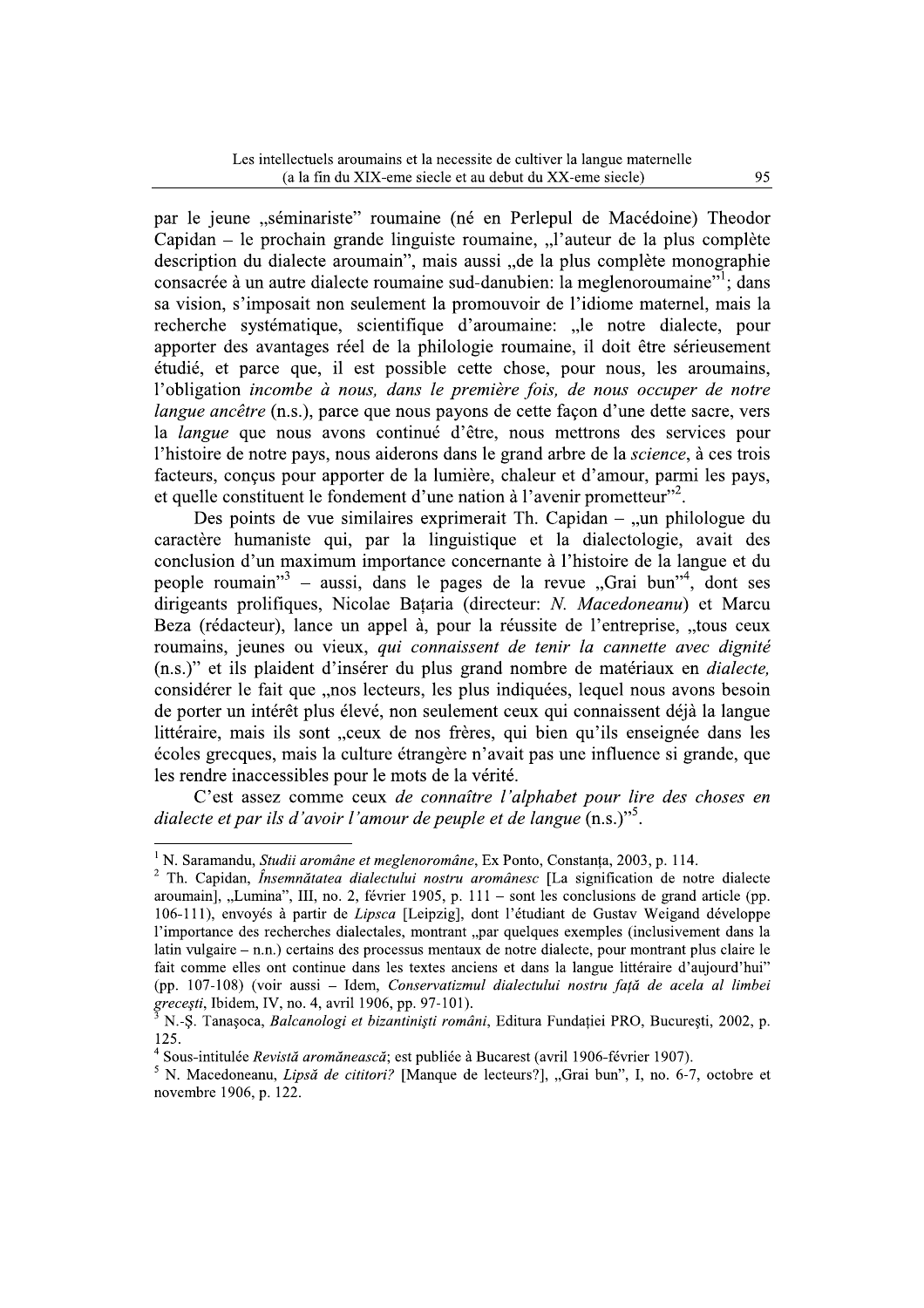par le jeune „séminariste" roumaine (né en Perlepul de Macédoine) Theodor Capidan – le prochain grande linguiste roumaine, „l'auteur de la plus complète description du dialecte aroumain", mais aussi „de la plus complète monographie consacrée à un autre dialecte roumaine sud-danubien: la meglenoroumaine"[1]; dans sa vision, s'imposait non seulement la promouvoir de l'idiome maternel, mais la recherche systématique, scientifique d'aroumaine: „le notre dialecte, pour apporter des avantages réel de la philologie roumaine, il doit être sérieusement étudié, et parce que, il est possible cette chose, pour nous, les aroumains, l'obligation *incombe à nous, dans le première fois, de nous occuper de notre langue ancêtre* (n.s.), parce que nous payons de cette façon d'une dette sacre, vers la *langue* que nous avons continué d'être, nous mettrons des services pour l'histoire de notre pays, nous aiderons dans le grand arbre de la *science*, à ces trois facteurs, conçus pour apporter de la lumière, chaleur et d'amour, parmi les pays, et quelle constituent le fondement d'une nation à l'avenir prometteur"[2].

Des points de vue similaires exprimerait Th. Capidan – „un philologue du caractère humaniste qui, par la linguistique et la dialectologie, avait des conclusion d'un maximum importance concernante à l'histoire de la langue et du people roumain"[3] – aussi, dans le pages de la revue „Grai bun"[4], dont ses dirigeants prolifiques, Nicolae Bațaria (directeur: *N. Macedoneanu*) et Marcu Beza (rédacteur), lance un appel à, pour la réussite de l'entreprise, „tous ceux roumains, jeunes ou vieux, *qui connaissent de tenir la cannette avec dignité* (n.s.)" et ils plaident d'insérer du plus grand nombre de matériaux en *dialecte,* considérer le fait que „nos lecteurs, les plus indiquées, lequel nous avons besoin de porter un intérêt plus élevé, non seulement ceux qui connaissent déjà la langue littéraire, mais ils sont „ceux de nos frères, qui bien qu'ils enseignée dans les écoles grecques, mais la culture étrangère n'avait pas une influence si grande, que les rendre inaccessibles pour le mots de la vérité.

C'est assez comme ceux *de connaître l'alphabet pour lire des choses en dialecte et par ils d'avoir l'amour de peuple et de langue* (n.s.)"[5].

---

[1] N. Saramandu, *Studii aromâne et meglenoromâne*, Ex Ponto, Constanța, 2003, p. 114.

[2] Th. Capidan, *Însemnătatea dialectului nostru aromânesc* [La signification de notre dialecte aroumain], „Lumina", III, no. 2, février 1905, p. 111 – sont les conclusions de grand article (pp. 106-111), envoyés à partir de *Lipsca* [Leipzig], dont l'étudiant de Gustav Weigand développe l'importance des recherches dialectales, montrant „par quelques exemples (inclusivement dans la latin vulgaire – n.n.) certains des processus mentaux de notre dialecte, pour montrant plus claire le fait comme elles ont continue dans les textes anciens et dans la langue littéraire d'aujourd'hui" (pp. 107-108) (voir aussi – Idem, *Conservatizmul dialectului nostru față de acela al limbei grecești*, Ibidem, IV, no. 4, avril 1906, pp. 97-101).

[3] N.-Ș. Tanașoca, *Balcanologi et bizantiniști români*, Editura Fundației PRO, București, 2002, p. 125.

[4] Sous-intitulée *Revistă aromânească*; est publiée à Bucarest (avril 1906-février 1907).

[5] N. Macedoneanu, *Lipsă de cititori?* [Manque de lecteurs?], „Grai bun", I, no. 6-7, octobre et novembre 1906, p. 122.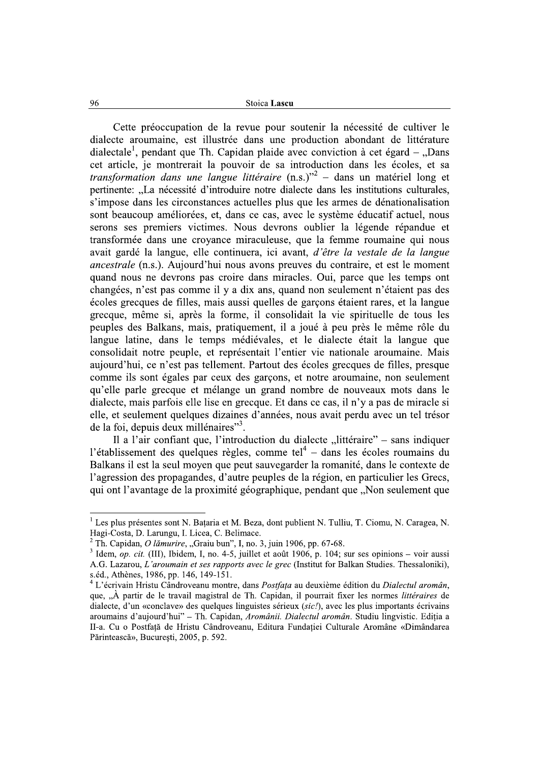Cette préoccupation de la revue pour soutenir la nécessité de cultiver le dialecte aroumaine, est illustrée dans une production abondant de littérature dialectale[1], pendant que Th. Capidan plaide avec conviction à cet égard – „Dans cet article, je montrerait la pouvoir de sa introduction dans les écoles, et sa *transformation dans une langue littéraire* (n.s.)"[2] – dans un matériel long et pertinente: „La nécessité d'introduire notre dialecte dans les institutions culturales, s'impose dans les circonstances actuelles plus que les armes de dénationalisation sont beaucoup améliorées, et, dans ce cas, avec le système éducatif actuel, nous serons ses premiers victimes. Nous devrons oublier la légende répandue et transformée dans une croyance miraculeuse, que la femme roumaine qui nous avait gardé la langue, elle continuera, ici avant, *d'être la vestale de la langue ancestrale* (n.s.). Aujourd'hui nous avons preuves du contraire, et est le moment quand nous ne devrons pas croire dans miracles. Oui, parce que les temps ont changées, n'est pas comme il y a dix ans, quand non seulement n'étaient pas des écoles grecques de filles, mais aussi quelles de garçons étaient rares, et la langue grecque, même si, après la forme, il consolidait la vie spirituelle de tous les peuples des Balkans, mais, pratiquement, il a joué à peu près le même rôle du langue latine, dans le temps médiévales, et le dialecte était la langue que consolidait notre peuple, et représentait l'entier vie nationale aroumaine. Mais aujourd'hui, ce n'est pas tellement. Partout des écoles grecques de filles, presque comme ils sont égales par ceux des garçons, et notre aroumaine, non seulement qu'elle parle grecque et mélange un grand nombre de nouveaux mots dans le dialecte, mais parfois elle lise en grecque. Et dans ce cas, il n'y a pas de miracle si elle, et seulement quelques dizaines d'années, nous avait perdu avec un tel trésor de la foi, depuis deux millénaires"[3].

Il a l'air confiant que, l'introduction du dialecte „littéraire" – sans indiquer l'établissement des quelques règles, comme tel[4] – dans les écoles roumains du Balkans il est la seul moyen que peut sauvegarder la romanité, dans le contexte de l'agression des propagandes, d'autre peuples de la région, en particulier les Grecs, qui ont l'avantage de la proximité géographique, pendant que „Non seulement que

---

[1] Les plus présentes sont N. Baţaria et M. Beza, dont publient N. Tulliu, T. Ciomu, N. Caragea, N. Hagi-Costa, D. Larungu, I. Licea, C. Belimace.

[2] Th. Capidan, *O lămurire*, „Graiu bun", I, no. 3, juin 1906, pp. 67-68.

[3] Idem, *op. cit.* (III), Ibidem, I, no. 4-5, juillet et août 1906, p. 104; sur ses opinions – voir aussi A.G. Lazarou, *L'aroumain et ses rapports avec le grec* (Institut for Balkan Studies. Thessaloniki), s.éd., Athènes, 1986, pp. 146, 149-151.

[4] L'écrivain Hristu Cândroveanu montre, dans *Postfaţa* au deuxième édition du *Dialectul aromân*, que, „À partir de le travail magistral de Th. Capidan, il pourrait fixer les normes *littéraires* de dialecte, d'un «conclave» des quelques linguistes sérieux (*sic!*), avec les plus importants écrivains aroumains d'aujourd'hui" – Th. Capidan, *Aromânii. Dialectul aromân*. Studiu lingvistic. Ediţia a II-a. Cu o Postfaţă de Hristu Cândroveanu, Editura Fundaţiei Culturale Aromâne «Dimândarea Părintească», Bucureşti, 2005, p. 592.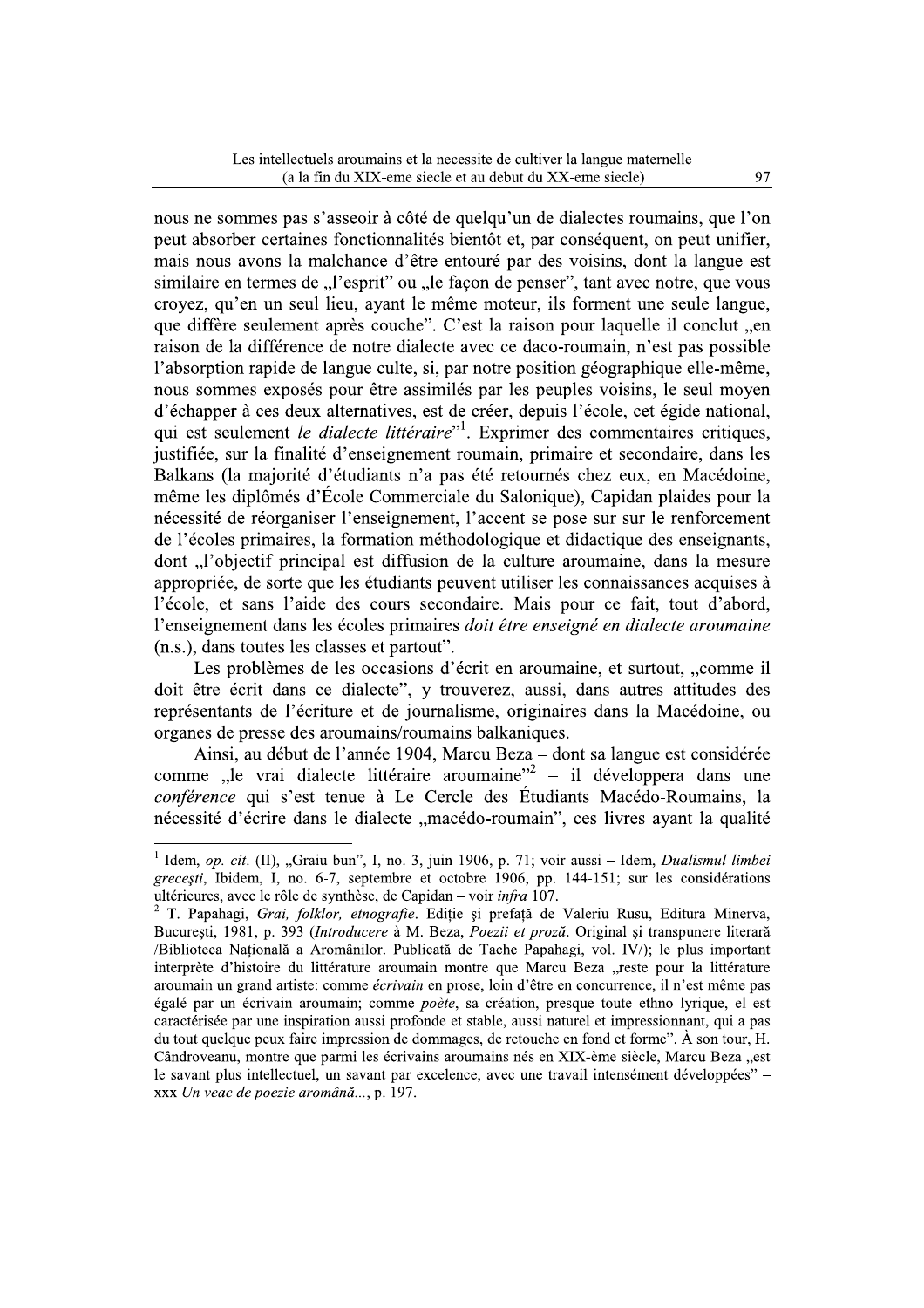nous ne sommes pas s'asseoir à côté de quelqu'un de dialectes roumains, que l'on peut absorber certaines fonctionnalités bientôt et, par conséquent, on peut unifier, mais nous avons la malchance d'être entouré par des voisins, dont la langue est similaire en termes de „l'esprit" ou „le façon de penser", tant avec notre, que vous croyez, qu'en un seul lieu, ayant le même moteur, ils forment une seule langue, que diffère seulement après couche". C'est la raison pour laquelle il conclut „en raison de la différence de notre dialecte avec ce daco-roumain, n'est pas possible l'absorption rapide de langue culte, si, par notre position géographique elle-même, nous sommes exposés pour être assimilés par les peuples voisins, le seul moyen d'échapper à ces deux alternatives, est de créer, depuis l'école, cet égide national, qui est seulement *le dialecte littéraire*"[1]. Exprimer des commentaires critiques, justifiée, sur la finalité d'enseignement roumain, primaire et secondaire, dans les Balkans (la majorité d'étudiants n'a pas été retournés chez eux, en Macédoine, même les diplômés d'École Commerciale du Salonique), Capidan plaides pour la nécessité de réorganiser l'enseignement, l'accent se pose sur sur le renforcement de l'écoles primaires, la formation méthodologique et didactique des enseignants, dont „l'objectif principal est diffusion de la culture aroumaine, dans la mesure appropriée, de sorte que les étudiants peuvent utiliser les connaissances acquises à l'école, et sans l'aide des cours secondaire. Mais pour ce fait, tout d'abord, l'enseignement dans les écoles primaires *doit être enseigné en dialecte aroumaine* (n.s.), dans toutes les classes et partout".

Les problèmes de les occasions d'écrit en aroumaine, et surtout, „comme il doit être écrit dans ce dialecte", y trouverez, aussi, dans autres attitudes des représentants de l'écriture et de journalisme, originaires dans la Macédoine, ou organes de presse des aroumains/roumains balkaniques.

Ainsi, au début de l'année 1904, Marcu Beza – dont sa langue est considérée comme „le vrai dialecte littéraire aroumaine"[2] – il développera dans une *conférence* qui s'est tenue à Le Cercle des Étudiants Macédo-Roumains, la nécessité d'écrire dans le dialecte „macédo-roumain", ces livres ayant la qualité

---

[1] Idem, *op. cit.* (II), „Graiu bun", I, no. 3, juin 1906, p. 71; voir aussi – Idem, *Dualismul limbei grecești*, Ibidem, I, no. 6-7, septembre et octobre 1906, pp. 144-151; sur les considérations ultérieures, avec le rôle de synthèse, de Capidan – voir *infra* 107.

[2] T. Papahagi, *Grai, folklor, etnografie*. Ediție și prefață de Valeriu Rusu, Editura Minerva, București, 1981, p. 393 (*Introducere* à M. Beza, *Poezii et proză*. Original și transpunere literară /Biblioteca Națională a Aromânilor. Publicată de Tache Papahagi, vol. IV/); le plus important interprète d'histoire du littérature aroumain montre que Marcu Beza „reste pour la littérature aroumain un grand artiste: comme *écrivain* en prose, loin d'être en concurrence, il n'est même pas égalé par un écrivain aroumain; comme *poète*, sa création, presque toute ethno lyrique, el est caractérisée par une inspiration aussi profonde et stable, aussi naturel et impressionnant, qui a pas du tout quelque peux faire impression de dommages, de retouche en fond et forme". À son tour, H. Cândroveanu, montre que parmi les écrivains aroumains nés en XIX-ème siècle, Marcu Beza „est le savant plus intellectuel, un savant par excelence, avec une travail intensément développées" – xxx *Un veac de poezie aromână...*, p. 197.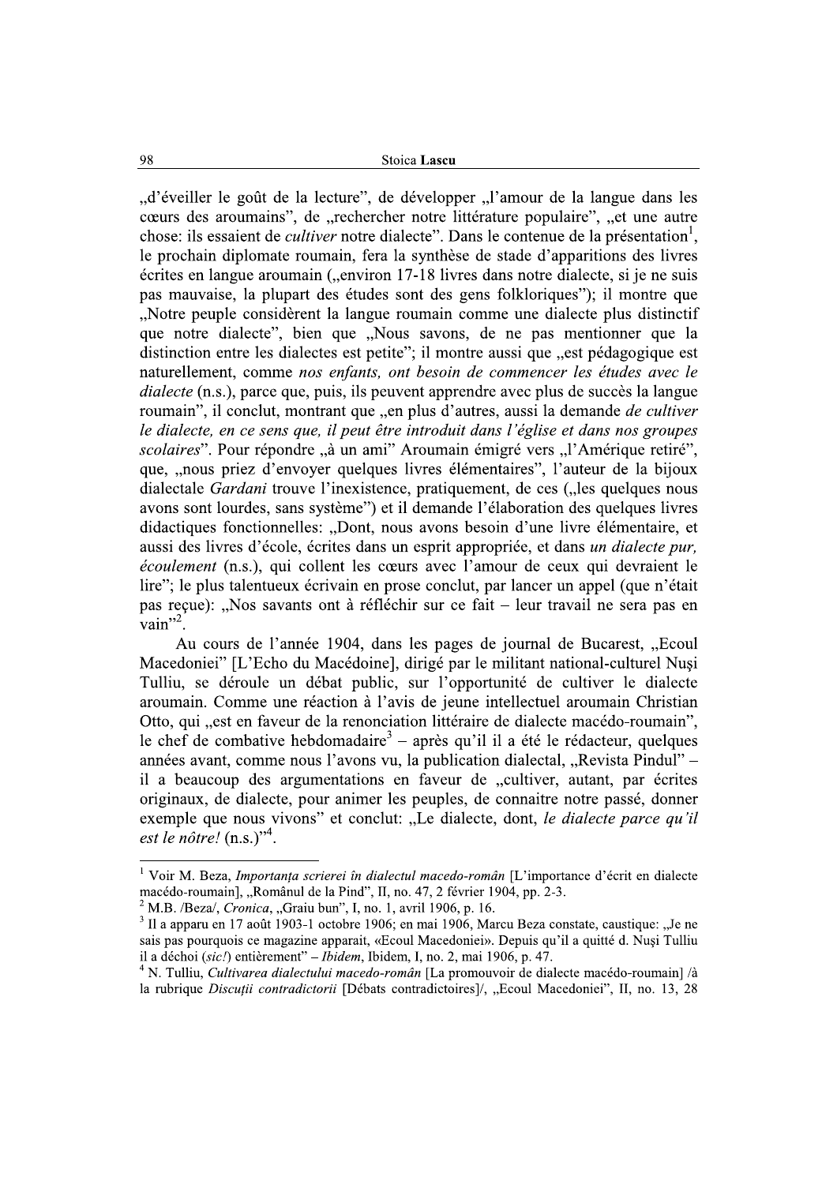„d'éveiller le goût de la lecture", de développer „l'amour de la langue dans les cœurs des aroumains", de „rechercher notre littérature populaire", „et une autre chose: ils essaient de *cultiver* notre dialecte". Dans le contenue de la présentation[1], le prochain diplomate roumain, fera la synthèse de stade d'apparitions des livres écrites en langue aroumain („environ 17-18 livres dans notre dialecte, si je ne suis pas mauvaise, la plupart des études sont des gens folkloriques"); il montre que „Notre peuple considèrent la langue roumain comme une dialecte plus distinctif que notre dialecte", bien que „Nous savons, de ne pas mentionner que la distinction entre les dialectes est petite"; il montre aussi que „est pédagogique est naturellement, comme *nos enfants, ont besoin de commencer les études avec le dialecte* (n.s.), parce que, puis, ils peuvent apprendre avec plus de succès la langue roumain", il conclut, montrant que „en plus d'autres, aussi la demande *de cultiver le dialecte, en ce sens que, il peut être introduit dans l'église et dans nos groupes scolaires*". Pour répondre „à un ami" Aroumain émigré vers „l'Amérique retiré", que, „nous priez d'envoyer quelques livres élémentaires", l'auteur de la bijoux dialectale *Gardani* trouve l'inexistence, pratiquement, de ces („les quelques nous avons sont lourdes, sans système") et il demande l'élaboration des quelques livres didactiques fonctionnelles: „Dont, nous avons besoin d'une livre élémentaire, et aussi des livres d'école, écrites dans un esprit appropriée, et dans *un dialecte pur, écoulement* (n.s.), qui collent les cœurs avec l'amour de ceux qui devraient le lire"; le plus talentueux écrivain en prose conclut, par lancer un appel (que n'était pas reçue): „Nos savants ont à réfléchir sur ce fait – leur travail ne sera pas en vain"[2].

Au cours de l'année 1904, dans les pages de journal de Bucarest, „Ecoul Macedoniei" [L'Echo du Macédoine], dirigé par le militant national-culturel Nuşi Tulliu, se déroule un débat public, sur l'opportunité de cultiver le dialecte aroumain. Comme une réaction à l'avis de jeune intellectuel aroumain Christian Otto, qui „est en faveur de la renonciation littéraire de dialecte macédo-roumain", le chef de combative hebdomadaire[3] – après qu'il il a été le rédacteur, quelques années avant, comme nous l'avons vu, la publication dialectal, „Revista Pindul" – il a beaucoup des argumentations en faveur de „cultiver, autant, par écrites originaux, de dialecte, pour animer les peuples, de connaitre notre passé, donner exemple que nous vivons" et conclut: „Le dialecte, dont, *le dialecte parce qu'il est le nôtre!* (n.s.)"[4].

---

[1] Voir M. Beza, *Importanţa scrierei în dialectul macedo-român* [L'importance d'écrit en dialecte macédo-roumain], „Românul de la Pind", II, no. 47, 2 février 1904, pp. 2-3.

[2] M.B. /Beza/, *Cronica*, „Graiu bun", I, no. 1, avril 1906, p. 16.

[3] Il a apparu en 17 août 1903-1 octobre 1906; en mai 1906, Marcu Beza constate, caustique: „Je ne sais pas pourquois ce magazine apparait, «Ecoul Macedoniei». Depuis qu'il a quitté d. Nuşi Tulliu il a déchoi (*sic!*) entièrement" – *Ibidem*, Ibidem, I, no. 2, mai 1906, p. 47.

[4] N. Tulliu, *Cultivarea dialectului macedo-român* [La promouvoir de dialecte macédo-roumain] /à la rubrique *Discuţii contradictorii* [Débats contradictoires]/, „Ecoul Macedoniei", II, no. 13, 28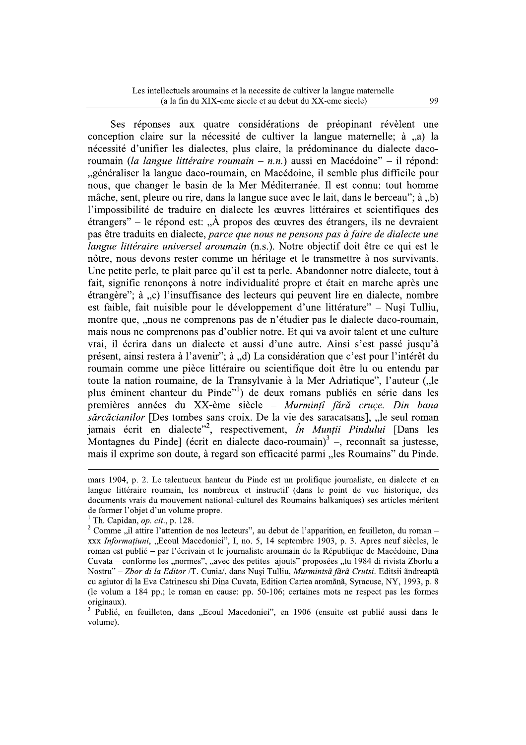Ses réponses aux quatre considérations de préopinant révèlent une conception claire sur la nécessité de cultiver la langue maternelle; à „a) la nécessité d'unifier les dialectes, plus claire, la prédominance du dialecte daco-roumain (*la langue littéraire roumain – n.n.*) aussi en Macédoine" – il répond: „généraliser la langue daco-roumain, en Macédoine, il semble plus difficile pour nous, que changer le basin de la Mer Méditerranée. Il est connu: tout homme mâche, sent, pleure ou rire, dans la langue suce avec le lait, dans le berceau"; à „b) l'impossibilité de traduire en dialecte les œuvres littéraires et scientifiques des étrangers" – le répond est: „À propos des œuvres des étrangers, ils ne devraient pas être traduits en dialecte, *parce que nous ne pensons pas à faire de dialecte une langue littéraire universel aroumain* (n.s.). Notre objectif doit être ce qui est le nôtre, nous devons rester comme un héritage et le transmettre à nos survivants. Une petite perle, te plait parce qu'il est ta perle. Abandonner notre dialecte, tout à fait, signifie renonçons à notre individualité propre et était en marche après une étrangère"; à „c) l'insuffisance des lecteurs qui peuvent lire en dialecte, nombre est faible, fait nuisible pour le développement d'une littérature" – Nuşi Tulliu, montre que, „nous ne comprenons pas de n'étudier pas le dialecte daco-roumain, mais nous ne comprenons pas d'oublier notre. Et qui va avoir talent et une culture vrai, il écrira dans un dialecte et aussi d'une autre. Ainsi s'est passé jusqu'à présent, ainsi restera à l'avenir"; à „d) La considération que c'est pour l'intérêt du roumain comme une pièce littéraire ou scientifique doit être lu ou entendu par toute la nation roumaine, de la Transylvanie à la Mer Adriatique", l'auteur („le plus éminent chanteur du Pinde"[1]) de deux romans publiés en série dans les premières années du XX-ème siècle – *Murminţî fără cruçe. Din bana sărcăcianilor* [Des tombes sans croix. De la vie des saracatsans], „le seul roman jamais écrit en dialecte"[2], respectivement, *În Munţii Pindului* [Dans les Montagnes du Pinde] (écrit en dialecte daco-roumain)[3] –, reconnaît sa justesse, mais il exprime son doute, à regard son efficacité parmi „les Roumains" du Pinde.

---

mars 1904, p. 2. Le talentueux hanteur du Pinde est un prolifique journaliste, en dialecte et en langue littéraire roumain, les nombreux et instructif (dans le point de vue historique, des documents vrais du mouvement national-culturel des Roumains balkaniques) ses articles méritent de former l'objet d'un volume propre.

[1] Th. Capidan, *op. cit.*, p. 128.

[2] Comme „il attire l'attention de nos lecteurs", au debut de l'apparition, en feuilleton, du roman – xxx *Informaţiuni*, „Ecoul Macedoniei", I, no. 5, 14 septembre 1903, p. 3. Apres neuf siècles, le roman est publié – par l'écrivain et le journaliste aroumain de la République de Macédoine, Dina Cuvata – conforme les „normes", „avec des petites ajouts" proposées „tu 1984 di rivista Zborlu a Nostru" – *Zbor di la Editor* /T. Cunia/, dans Nuşi Tulliu, *Murmintsă fără Crutsi*. Editsii ăndreaptă cu agiutor di la Eva Catrinescu shi Dina Cuvata, Edition Cartea aromână, Syracuse, NY, 1993, p. 8 (le volum a 184 pp.; le roman en cause: pp. 50-106; certaines mots ne respect pas les formes originaux).

[3] Publié, en feuilleton, dans „Ecoul Macedoniei", en 1906 (ensuite est publié aussi dans le volume).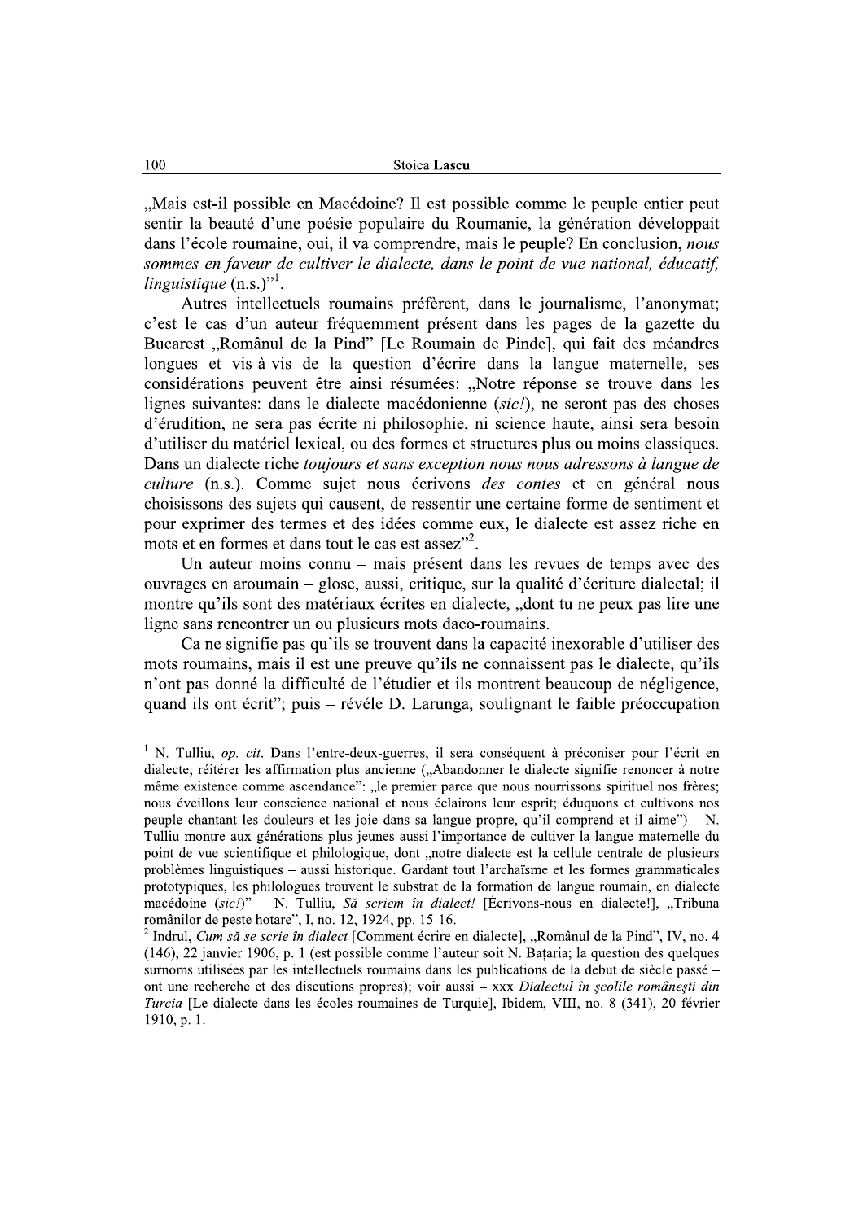„Mais est-il possible en Macédoine? Il est possible comme le peuple entier peut sentir la beauté d'une poésie populaire du Roumanie, la génération développait dans l'école roumaine, oui, il va comprendre, mais le peuple? En conclusion, *nous sommes en faveur de cultiver le dialecte, dans le point de vue national, éducatif, linguistique* (n.s.)"[1].

Autres intellectuels roumains préfèrent, dans le journalisme, l'anonymat; c'est le cas d'un auteur fréquemment présent dans les pages de la gazette du Bucarest „Românul de la Pind" [Le Roumain de Pinde], qui fait des méandres longues et vis-à-vis de la question d'écrire dans la langue maternelle, ses considérations peuvent être ainsi résumées: „Notre réponse se trouve dans les lignes suivantes: dans le dialecte macédonienne (*sic!*), ne seront pas des choses d'érudition, ne sera pas écrite ni philosophie, ni science haute, ainsi sera besoin d'utiliser du matériel lexical, ou des formes et structures plus ou moins classiques. Dans un dialecte riche *toujours et sans exception nous nous adressons à langue de culture* (n.s.). Comme sujet nous écrivons *des contes* et en général nous choisissons des sujets qui causent, de ressentir une certaine forme de sentiment et pour exprimer des termes et des idées comme eux, le dialecte est assez riche en mots et en formes et dans tout le cas est assez"[2].

Un auteur moins connu – mais présent dans les revues de temps avec des ouvrages en aroumain – glose, aussi, critique, sur la qualité d'écriture dialectal; il montre qu'ils sont des matériaux écrites en dialecte, „dont tu ne peux pas lire une ligne sans rencontrer un ou plusieurs mots daco-roumains.

Ca ne signifie pas qu'ils se trouvent dans la capacité inexorable d'utiliser des mots roumains, mais il est une preuve qu'ils ne connaissent pas le dialecte, qu'ils n'ont pas donné la difficulté de l'étudier et ils montrent beaucoup de négligence, quand ils ont écrit"; puis – révéle D. Larunga, soulignant le faible préoccupation

---

[1] N. Tulliu, *op. cit*. Dans l'entre-deux-guerres, il sera conséquent à préconiser pour l'écrit en dialecte; réitérer les affirmation plus ancienne („Abandonner le dialecte signifie renoncer à notre même existence comme ascendance": „le premier parce que nous nourrissons spirituel nos frères; nous éveillons leur conscience national et nous éclairons leur esprit; éduquons et cultivons nos peuple chantant les douleurs et les joie dans sa langue propre, qu'il comprend et il aime") – N. Tulliu montre aux générations plus jeunes aussi l'importance de cultiver la langue maternelle du point de vue scientifique et philologique, dont „notre dialecte est la cellule centrale de plusieurs problèmes linguistiques – aussi historique. Gardant tout l'archaïsme et les formes grammaticales prototypiques, les philologues trouvent le substrat de la formation de langue roumain, en dialecte macédoine (*sic!*)" – N. Tulliu, *Să scriem în dialect!* [Écrivons-nous en dialecte!], „Tribuna românilor de peste hotare", I, no. 12, 1924, pp. 15-16.

[2] Indrul, *Cum să se scrie în dialect* [Comment écrire en dialecte], „Românul de la Pind", IV, no. 4 (146), 22 janvier 1906, p. 1 (est possible comme l'auteur soit N. Bațaria; la question des quelques surnoms utilisées par les intellectuels roumains dans les publications de la debut de siècle passé – ont une recherche et des discutions propres); voir aussi – xxx *Dialectul în școlile românești din Turcia* [Le dialecte dans les écoles roumaines de Turquie], Ibidem, VIII, no. 8 (341), 20 février 1910, p. 1.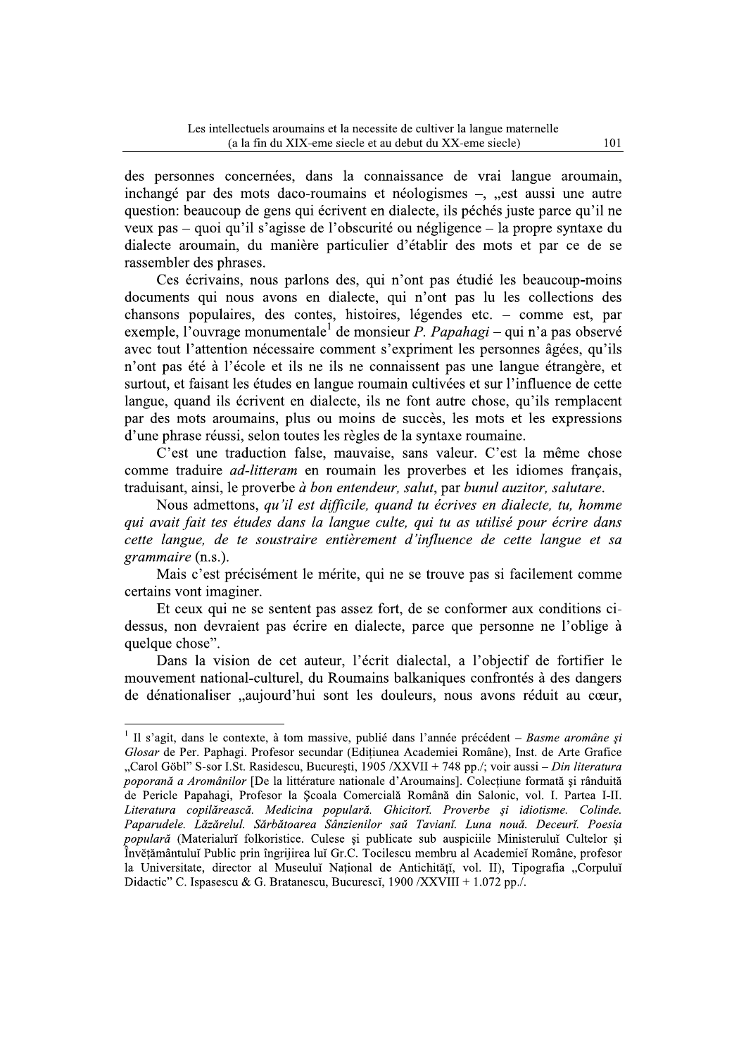des personnes concernées, dans la connaissance de vrai langue aroumain, inchangé par des mots daco-roumains et néologismes –, „est aussi une autre question: beaucoup de gens qui écrivent en dialecte, ils péchés juste parce qu'il ne veux pas – quoi qu'il s'agisse de l'obscurité ou négligence – la propre syntaxe du dialecte aroumain, du manière particulier d'établir des mots et par ce de se rassembler des phrases.

Ces écrivains, nous parlons des, qui n'ont pas étudié les beaucoup-moins documents qui nous avons en dialecte, qui n'ont pas lu les collections des chansons populaires, des contes, histoires, légendes etc. – comme est, par exemple, l'ouvrage monumentale[1] de monsieur *P. Papahagi* – qui n'a pas observé avec tout l'attention nécessaire comment s'expriment les personnes âgées, qu'ils n'ont pas été à l'école et ils ne ils ne connaissent pas une langue étrangère, et surtout, et faisant les études en langue roumain cultivées et sur l'influence de cette langue, quand ils écrivent en dialecte, ils ne font autre chose, qu'ils remplacent par des mots aroumains, plus ou moins de succès, les mots et les expressions d'une phrase réussi, selon toutes les règles de la syntaxe roumaine.

C'est une traduction false, mauvaise, sans valeur. C'est la même chose comme traduire *ad-litteram* en roumain les proverbes et les idiomes français, traduisant, ainsi, le proverbe *à bon entendeur, salut*, par *bunul auzitor, salutare*.

Nous admettons, *qu'il est difficile, quand tu écrives en dialecte, tu, homme qui avait fait tes études dans la langue culte, qui tu as utilisé pour écrire dans cette langue, de te soustraire entièrement d'influence de cette langue et sa grammaire* (n.s.).

Mais c'est précisément le mérite, qui ne se trouve pas si facilement comme certains vont imaginer.

Et ceux qui ne se sentent pas assez fort, de se conformer aux conditions ci-dessus, non devraient pas écrire en dialecte, parce que personne ne l'oblige à quelque chose".

Dans la vision de cet auteur, l'écrit dialectal, a l'objectif de fortifier le mouvement national-culturel, du Roumains balkaniques confrontés à des dangers de dénationaliser „aujourd'hui sont les douleurs, nous avons réduit au cœur,

---

[1] Il s'agit, dans le contexte, à tom massive, publié dans l'année précédent – *Basme aromâne și Glosar* de Per. Paphagi. Profesor secundar (Edițiunea Academiei Române), Inst. de Arte Grafice „Carol Göbl" S-sor I.St. Rasidescu, București, 1905 /XXVII + 748 pp./; voir aussi – *Din literatura poporană a Aromânilor* [De la littérature nationale d'Aroumains]. Colecțiune formată și rânduită de Pericle Papahagi, Profesor la Școala Comercială Română din Salonic, vol. I. Partea I-II. *Literatura copilărească. Medicina populară. Ghicitorĭ. Proverbe și idiotisme. Colinde. Paparudele. Lăzărelul. Sărbătoarea Sânzienilor saŭ Tavianĭ. Luna nouă. Deceurĭ. Poesia populară* (Materialurĭ folkoristice. Culese și publicate sub auspiciile Ministeruluĭ Cultelor și Învĕțământuluĭ Public prin îngrijirea luĭ Gr.C. Tocilescu membru al Academieĭ Române, profesor la Universitate, director al Museuluĭ Național de Antichitățĭ, vol. II), Tipografia „Corpuluĭ Didactic" C. Ispasescu & G. Bratanescu, Bucurescĭ, 1900 /XXVIII + 1.072 pp./.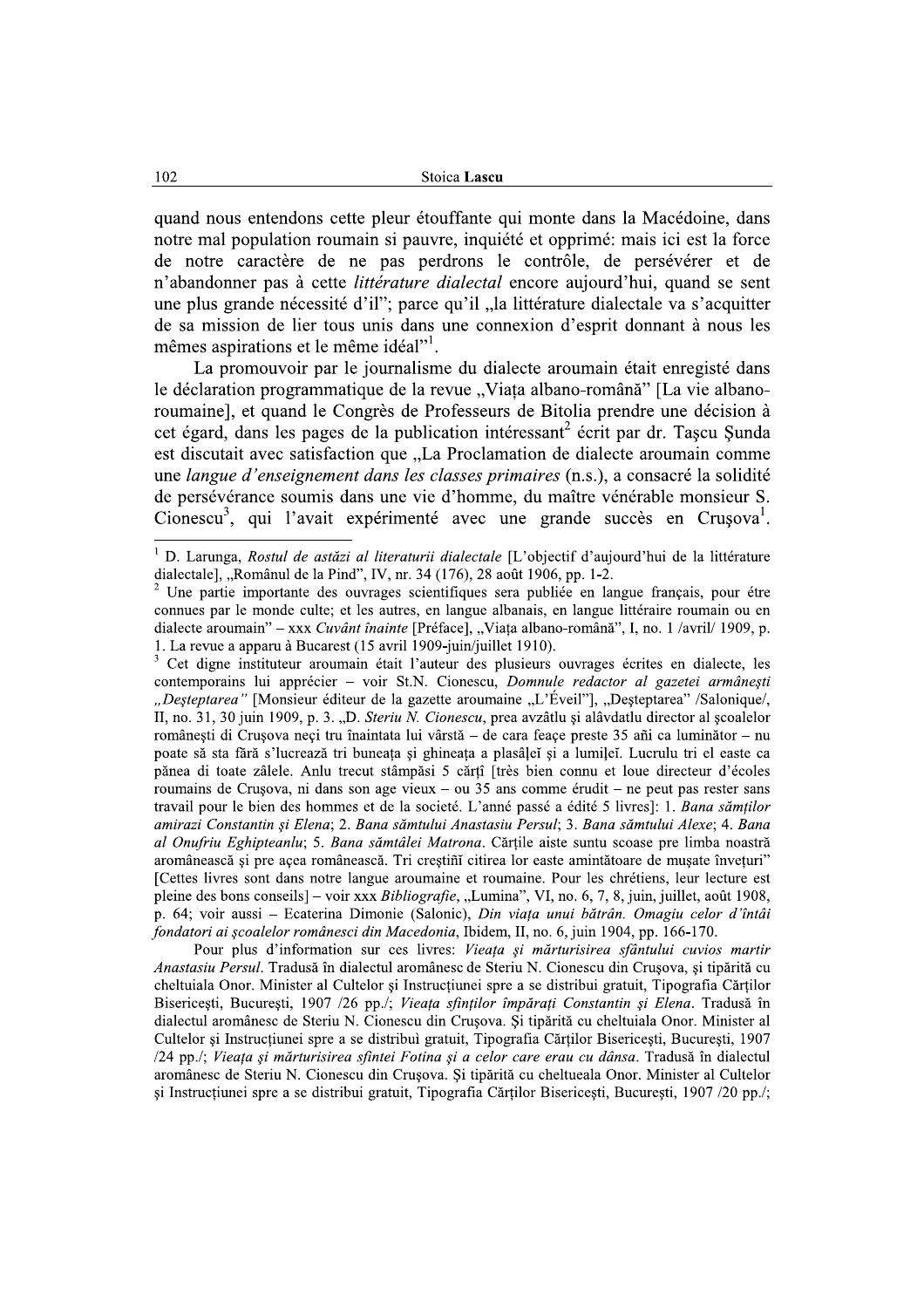quand nous entendons cette pleur étouffante qui monte dans la Macédoine, dans notre mal population roumain si pauvre, inquiété et opprimé: mais ici est la force de notre caractère de ne pas perdrons le contrôle, de persévérer et de n'abandonner pas à cette *littérature dialectal* encore aujourd'hui, quand se sent une plus grande nécessité d'il"; parce qu'il „la littérature dialectale va s'acquitter de sa mission de lier tous unis dans une connexion d'esprit donnant à nous les mêmes aspirations et le même idéal"[1].

La promouvoir par le journalisme du dialecte aroumain était enregisté dans le déclaration programmatique de la revue „Viața albano-română" [La vie albano-roumaine], et quand le Congrès de Professeurs de Bitolia prendre une décision à cet égard, dans les pages de la publication intéressant[2] écrit par dr. Tașcu Șunda est discutait avec satisfaction que „La Proclamation de dialecte aroumain comme une *langue d'enseignement dans les classes primaires* (n.s.), a consacré la solidité de persévérance soumis dans une vie d'homme, du maître vénérable monsieur S. Cionescu[3], qui l'avait expérimenté avec une grande succès en Crușova[1].

---

[1] D. Larunga, *Rostul de astăzi al literaturii dialectale* [L'objectif d'aujourd'hui de la littérature dialectale], „Românul de la Pind", IV, nr. 34 (176), 28 août 1906, pp. 1-2.

[2] Une partie importante des ouvrages scientifiques sera publiée en langue français, pour étre connues par le monde culte; et les autres, en langue albanais, en langue littéraire roumain ou en dialecte aroumain" – xxx *Cuvânt înainte* [Préface], „Viața albano-română", I, no. 1 /avril/ 1909, p. 1. La revue a apparu à Bucarest (15 avril 1909-juin/juillet 1910).

[3] Cet digne instituteur aroumain était l'auteur des plusieurs ouvrages écrites en dialecte, les contemporains lui apprécier – voir St.N. Cionescu, *Domnule redactor al gazetei armânești „Deșteptarea"* [Monsieur éditeur de la gazette aroumaine „L'Éveil"], „Deșteptarea" /Salonique/, II, no. 31, 30 juin 1909, p. 3. „D. *Steriu N. Cionescu*, prea avzâtlu și alâvdatlu director al școalelor românești di Crușova neçi tru înaintata lui vârstă – de cara feaçe preste 35 añi ca luminător – nu poate să sta fără s'lucrează tri buneața și ghineața a plasâțeĭ și a lumițeĭ. Lucrulu tri el easte ca pănea di toate zâlele. Anlu trecut stâmpăsi 5 cărțî [très bien connu et loue directeur d'écoles roumains de Crușova, ni dans son age vieux – ou 35 ans comme érudit – ne peut pas rester sans travail pour le bien des hommes et de la societé. L'anné passé a édité 5 livres]: 1. *Bana sămților amirazi Constantin și Elena*; 2. *Bana sămtului Anastasiu Persul*; 3. *Bana sămtului Alexe*; 4. *Bana al Onufriu Eghipteanlu*; 5. *Bana sămtâlei Matrona*. Cărțile aiste suntu scoase pre limba noastră aromânească și pre açea românească. Tri creștińî citirea lor easte amintătoare de mușate învețuri" [Cettes livres sont dans notre langue aroumaine et roumaine. Pour les chrétiens, leur lecture est pleine des bons conseils] – voir xxx *Bibliografie*, „Lumina", VI, no. 6, 7, 8, juin, juillet, août 1908, p. 64; voir aussi – Ecaterina Dimonie (Salonic), *Din viața unui bătrân. Omagiu celor d'întâi fondatori ai școalelor românesci din Macedonia*, Ibidem, II, no. 6, juin 1904, pp. 166-170.

Pour plus d'information sur ces livres: *Vieața și mărturisirea sfântului cuvios martir Anastasiu Persul*. Tradusă în dialectul aromânesc de Steriu N. Cionescu din Crușova, și tipărită cu cheltuiala Onor. Minister al Cultelor și Instrucțiunei spre a se distribui gratuit, Tipografia Cărților Bisericești, București, 1907 /26 pp./; *Vieața sfinților împărați Constantin și Elena*. Tradusă în dialectul aromânesc de Steriu N. Cionescu din Crușova. Și tipărită cu cheltuiala Onor. Minister al Cultelor și Instrucțiunei spre a se distribuì gratuit, Tipografia Cărților Bisericești, București, 1907 /24 pp./; *Vieața și mărturisirea sfintei Fotina și a celor care erau cu dânsa*. Tradusă în dialectul aromânesc de Steriu N. Cionescu din Crușova. Și tipărită cu cheltueala Onor. Minister al Cultelor și Instrucțiunei spre a se distribui gratuit, Tipografia Cărților Bisericești, București, 1907 /20 pp./;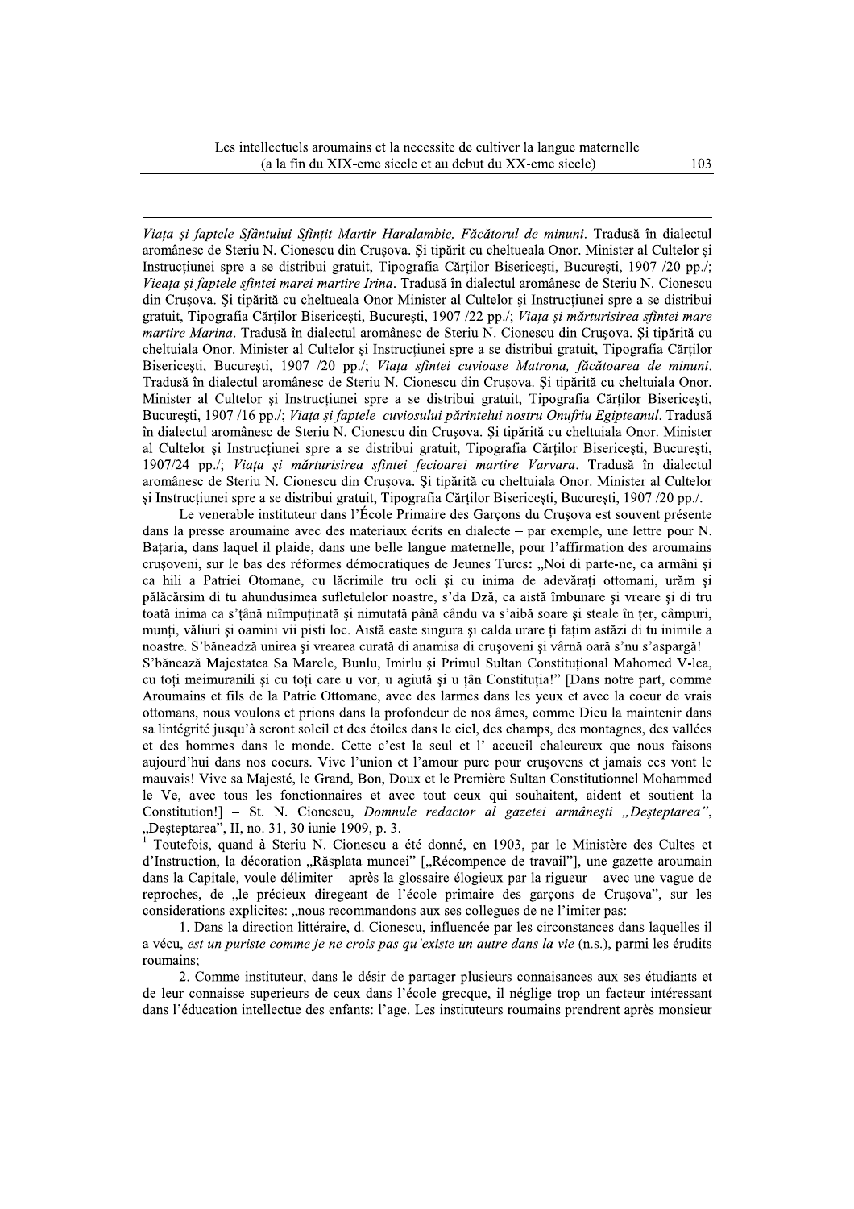*Viaţa şi faptele Sfântului Sfinţit Martir Haralambie, Făcătorul de minuni*. Tradusă în dialectul aromânesc de Steriu N. Cionescu din Cruşova. Şi tipărit cu cheltueala Onor. Minister al Cultelor şi Instrucţiunei spre a se distribui gratuit, Tipografia Cărţilor Bisericeşti, Bucureşti, 1907 /20 pp./; *Vieaţa şi faptele sfintei marei martire Irina*. Tradusă în dialectul aromânesc de Steriu N. Cionescu din Cruşova. Şi tipărită cu cheltueala Onor Minister al Cultelor şi Instrucţiunei spre a se distribui gratuit, Tipografia Cărţilor Bisericeşti, Bucureşti, 1907 /22 pp./; *Viaţa şi mărturisirea sfintei mare martire Marina*. Tradusă în dialectul aromânesc de Steriu N. Cionescu din Cruşova. Şi tipărită cu cheltuiala Onor. Minister al Cultelor şi Instrucţiunei spre a se distribui gratuit, Tipografia Cărţilor Bisericeşti, Bucureşti, 1907 /20 pp./; *Viaţa sfintei cuvioase Matrona, făcătoarea de minuni*. Tradusă în dialectul aromânesc de Steriu N. Cionescu din Cruşova. Şi tipărită cu cheltuiala Onor. Minister al Cultelor şi Instrucţiunei spre a se distribui gratuit, Tipografia Cărţilor Bisericeşti, Bucureşti, 1907 /16 pp./; *Viaţa şi faptele cuviosului părintelui nostru Onufriu Egipteanul*. Tradusă în dialectul aromânesc de Steriu N. Cionescu din Cruşova. Şi tipărită cu cheltuiala Onor. Minister al Cultelor şi Instrucţiunei spre a se distribui gratuit, Tipografia Cărţilor Bisericeşti, Bucureşti, 1907/24 pp./; *Viaţa şi mărturisirea sfintei fecioarei martire Varvara*. Tradusă în dialectul aromânesc de Steriu N. Cionescu din Cruşova. Şi tipărită cu cheltuiala Onor. Minister al Cultelor şi Instrucţiunei spre a se distribui gratuit, Tipografia Cărţilor Bisericeşti, Bucureşti, 1907 /20 pp./.

Le venerable instituteur dans l'École Primaire des Garçons du Cruşova est souvent présente dans la presse aroumaine avec des materiaux écrits en dialecte – par exemple, une lettre pour N. Baţaria, dans laquel il plaide, dans une belle langue maternelle, pour l'affirmation des aroumains cruşoveni, sur le bas des réformes démocratiques de Jeunes Turcs: „Noi di parte-ne, ca armâni şi ca hili a Patriei Otomane, cu lăcrimile tru ocli şi cu inima de adevăraţi ottomani, urăm şi pălăcărsim di tu ahundusimea sufletulelor noastre, s'da Dză, ca aistă îmbunare şi vreare şi di tru toată inima ca s'ţână niîmpuţinată şi nimutată până cându va s'aibă soare şi steale în ţer, câmpuri, munţi, văliuri şi oamini vii pisti loc. Aistă easte singura şi calda urare ţi faţim astăzi di tu inimile a noastre. S'băneadză unirea şi vrearea curată di anamisa di cruşoveni şi vârnă oară s'nu s'aspargă! S'bănează Majestatea Sa Marele, Bunlu, Imirlu şi Primul Sultan Constituţional Mahomed V-lea, cu toţi meimuranili şi cu toţi care u vor, u agiută şi u ţân Constituţia!" [Dans notre part, comme Aroumains et fils de la Patrie Ottomane, avec des larmes dans les yeux et avec la coeur de vrais ottomans, nous voulons et prions dans la profondeur de nos âmes, comme Dieu la maintenir dans sa lintégrité jusqu'à seront soleil et des étoiles dans le ciel, des champs, des montagnes, des vallées et des hommes dans le monde. Cette c'est la seul et l' accueil chaleureux que nous faisons aujourd'hui dans nos coeurs. Vive l'union et l'amour pure pour cruşovens et jamais ces vont le mauvais! Vive sa Majesté, le Grand, Bon, Doux et le Première Sultan Constitutionnel Mohammed le Ve, avec tous les fonctionnaires et avec tout ceux qui souhaitent, aident et soutient la Constitution!] – St. N. Cionescu, *Domnule redactor al gazetei armâneşti „Deşteptarea"*, „Deşteptarea", II, no. 31, 30 iunie 1909, p. 3.

[1] Toutefois, quand à Steriu N. Cionescu a été donné, en 1903, par le Ministère des Cultes et d'Instruction, la décoration „Răsplata muncei" [„Récompence de travail"], une gazette aroumain dans la Capitale, voule délimiter – après la glossaire élogieux par la rigueur – avec une vague de reproches, de „le précieux diregeant de l'école primaire des garçons de Cruşova", sur les considerations explicites: „nous recommandons aux ses collegues de ne l'imiter pas:

1. Dans la direction littéraire, d. Cionescu, influencée par les circonstances dans laquelles il a vécu, *est un puriste comme je ne crois pas qu'existe un autre dans la vie* (n.s.), parmi les érudits roumains;

2. Comme instituteur, dans le désir de partager plusieurs connaissances aux ses étudiants et de leur connaisse superieurs de ceux dans l'école grecque, il néglige trop un facteur intéressant dans l'éducation intellectue des enfants: l'age. Les instituteurs roumains prendrent après monsieur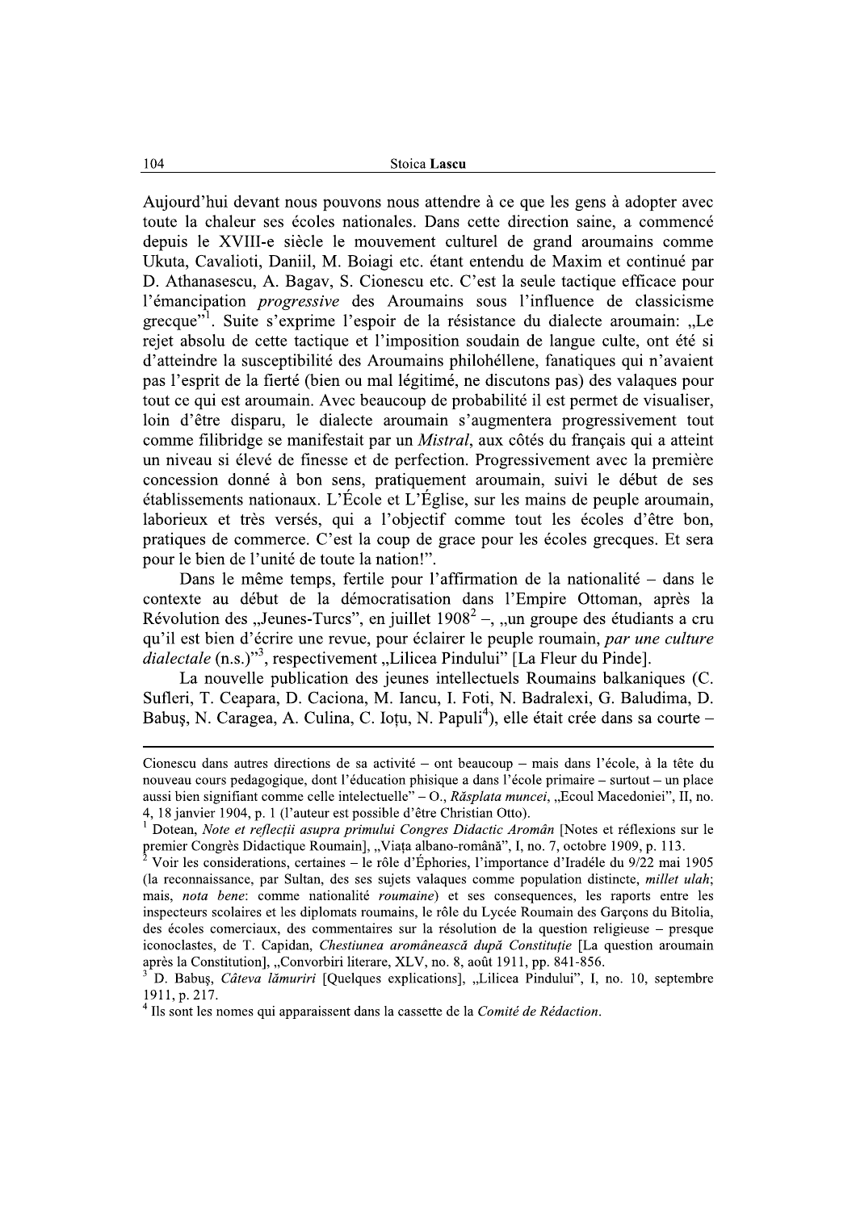Aujourd'hui devant nous pouvons nous attendre à ce que les gens à adopter avec toute la chaleur ses écoles nationales. Dans cette direction saine, a commencé depuis le XVIII-e siècle le mouvement culturel de grand aroumains comme Ukuta, Cavalioti, Daniil, M. Boiagi etc. étant entendu de Maxim et continué par D. Athanasescu, A. Bagav, S. Cionescu etc. C'est la seule tactique efficace pour l'émancipation *progressive* des Aroumains sous l'influence de classicisme grecque"[1]. Suite s'exprime l'espoir de la résistance du dialecte aroumain: „Le rejet absolu de cette tactique et l'imposition soudain de langue culte, ont été si d'atteindre la susceptibilité des Aroumains philohéllene, fanatiques qui n'avaient pas l'esprit de la fierté (bien ou mal légitimé, ne discutons pas) des valaques pour tout ce qui est aroumain. Avec beaucoup de probabilité il est permet de visualiser, loin d'être disparu, le dialecte aroumain s'augmentera progressivement tout comme filibridge se manifestait par un *Mistral*, aux côtés du français qui a atteint un niveau si élevé de finesse et de perfection. Progressivement avec la première concession donné à bon sens, pratiquement aroumain, suivi le début de ses établissements nationaux. L'École et L'Église, sur les mains de peuple aroumain, laborieux et très versés, qui a l'objectif comme tout les écoles d'être bon, pratiques de commerce. C'est la coup de grace pour les écoles grecques. Et sera pour le bien de l'unité de toute la nation!".

Dans le même temps, fertile pour l'affirmation de la nationalité – dans le contexte au début de la démocratisation dans l'Empire Ottoman, après la Révolution des „Jeunes-Turcs", en juillet 1908[2] –, „un groupe des étudiants a cru qu'il est bien d'écrire une revue, pour éclairer le peuple roumain, *par une culture dialectale* (n.s.)"[3], respectivement „Lilicea Pindului" [La Fleur du Pinde].

La nouvelle publication des jeunes intellectuels Roumains balkaniques (C. Sufleri, T. Ceapara, D. Caciona, M. Iancu, I. Foti, N. Badralexi, G. Baludima, D. Babuş, N. Caragea, A. Culina, C. Ioţu, N. Papuli[4]), elle était crée dans sa courte –

---

Cionescu dans autres directions de sa activité – ont beaucoup – mais dans l'école, à la tête du nouveau cours pedagogique, dont l'éducation phisique a dans l'école primaire – surtout – un place aussi bien signifiant comme celle intelectuelle" – O., *Răsplata muncei*, „Ecoul Macedoniei", II, no. 4, 18 janvier 1904, p. 1 (l'auteur est possible d'être Christian Otto).

[1] Dotean, *Note et reflecţii asupra primului Congres Didactic Aromân* [Notes et réflexions sur le premier Congrès Didactique Roumain], „Viaţa albano-română", I, no. 7, octobre 1909, p. 113.

[2] Voir les considerations, certaines – le rôle d'Éphories, l'importance d'Iradéle du 9/22 mai 1905 (la reconnaissance, par Sultan, des ses sujets valaques comme population distincte, *millet ulah*; mais, *nota bene*: comme nationalité *roumaine*) et ses consequences, les raports entre les inspecteurs scolaires et les diplomats roumains, le rôle du Lycée Roumain des Garçons du Bitolia, des écoles comerciaux, des commentaires sur la résolution de la question religieuse – presque iconoclastes, de T. Capidan, *Chestiunea aromânească după Constituţie* [La question aroumain après la Constitution], „Convorbiri literare, XLV, no. 8, août 1911, pp. 841-856.

[3] D. Babuş, *Câteva lămuriri* [Quelques explications], „Lilicea Pindului", I, no. 10, septembre 1911, p. 217.

[4] Ils sont les nomes qui apparaissent dans la cassette de la *Comité de Rédaction*.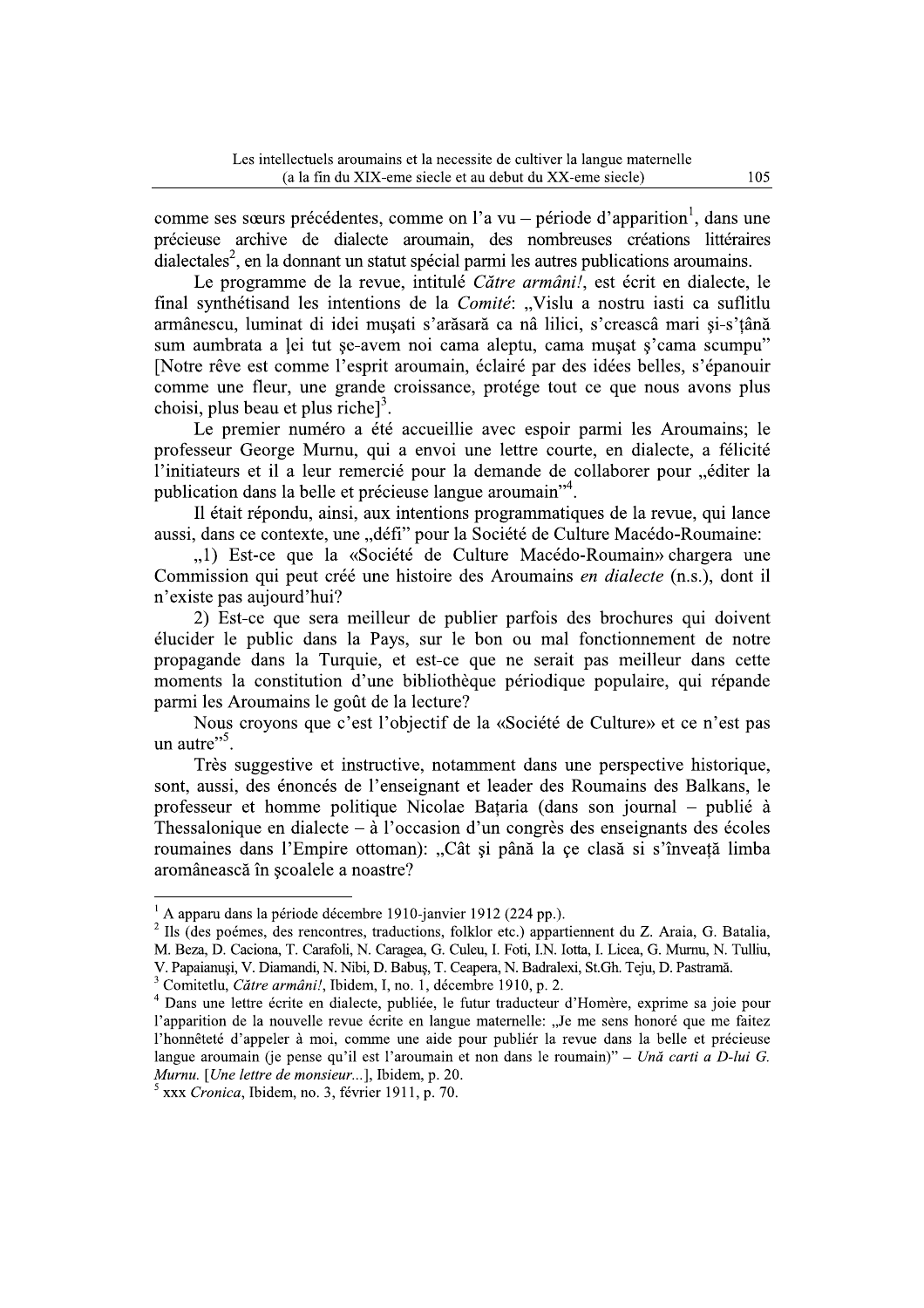comme ses sœurs précédentes, comme on l'a vu – période d'apparition[1], dans une précieuse archive de dialecte aroumain, des nombreuses créations littéraires dialectales[2], en la donnant un statut spécial parmi les autres publications aroumains.

Le programme de la revue, intitulé *Către armâni!*, est écrit en dialecte, le final synthétisand les intentions de la *Comité*: „Vislu a nostru iasti ca suflitlu armânescu, luminat di idei muşati s'arăsară ca nâ lilici, s'crească mari şi-s'ţână sum aumbrata a ļei tut şe-avem noi cama aleptu, cama muşat ş'cama scumpu" [Notre rêve est comme l'esprit aroumain, éclairé par des idées belles, s'épanouir comme une fleur, une grande croissance, protége tout ce que nous avons plus choisi, plus beau et plus riche][3].

Le premier numéro a été accueillie avec espoir parmi les Aroumains; le professeur George Murnu, qui a envoi une lettre courte, en dialecte, a félicité l'initiateurs et il a leur remercié pour la demande de collaborer pour „éditer la publication dans la belle et précieuse langue aroumain"[4].

Il était répondu, ainsi, aux intentions programmatiques de la revue, qui lance aussi, dans ce contexte, une „défi" pour la Société de Culture Macédo-Roumaine:

„1) Est-ce que la «Société de Culture Macédo-Roumain» chargera une Commission qui peut créé une histoire des Aroumains *en dialecte* (n.s.), dont il n'existe pas aujourd'hui?

2) Est-ce que sera meilleur de publier parfois des brochures qui doivent élucider le public dans la Pays, sur le bon ou mal fonctionnement de notre propagande dans la Turquie, et est-ce que ne serait pas meilleur dans cette moments la constitution d'une bibliothèque périodique populaire, qui répande parmi les Aroumains le goût de la lecture?

Nous croyons que c'est l'objectif de la «Société de Culture» et ce n'est pas un autre"[5].

Très suggestive et instructive, notamment dans une perspective historique, sont, aussi, des énoncés de l'enseignant et leader des Roumains des Balkans, le professeur et homme politique Nicolae Baţaria (dans son journal – publié à Thessalonique en dialecte – à l'occasion d'un congrès des enseignants des écoles roumaines dans l'Empire ottoman): „Cât şi până la çe clasă si s'înveaţă limba aromânească în şcoalele a noastre?

---

[1] A apparu dans la période décembre 1910-janvier 1912 (224 pp.).

[2] Ils (des poémes, des rencontres, traductions, folklor etc.) appartiennent du Z. Araia, G. Batalia, M. Beza, D. Caciona, T. Carafoli, N. Caragea, G. Culeu, I. Foti, I.N. Iotta, I. Licea, G. Murnu, N. Tulliu, V. Papaianuşi, V. Diamandi, N. Nibi, D. Babuş, T. Ceapera, N. Badralexi, St.Gh. Teju, D. Pastramă.

[3] Comitetlu, *Către armâni!*, Ibidem, I, no. 1, décembre 1910, p. 2.

[4] Dans une lettre écrite en dialecte, publiée, le futur traducteur d'Homère, exprime sa joie pour l'apparition de la nouvelle revue écrite en langue maternelle: „Je me sens honoré que me faitez l'honnêteté d'appeler à moi, comme une aide pour publiér la revue dans la belle et précieuse langue aroumain (je pense qu'il est l'aroumain et non dans le roumain)" – *Ună carti a D-lui G. Murnu.* [*Une lettre de monsieur...*], Ibidem, p. 20.

[5] xxx *Cronica*, Ibidem, no. 3, février 1911, p. 70.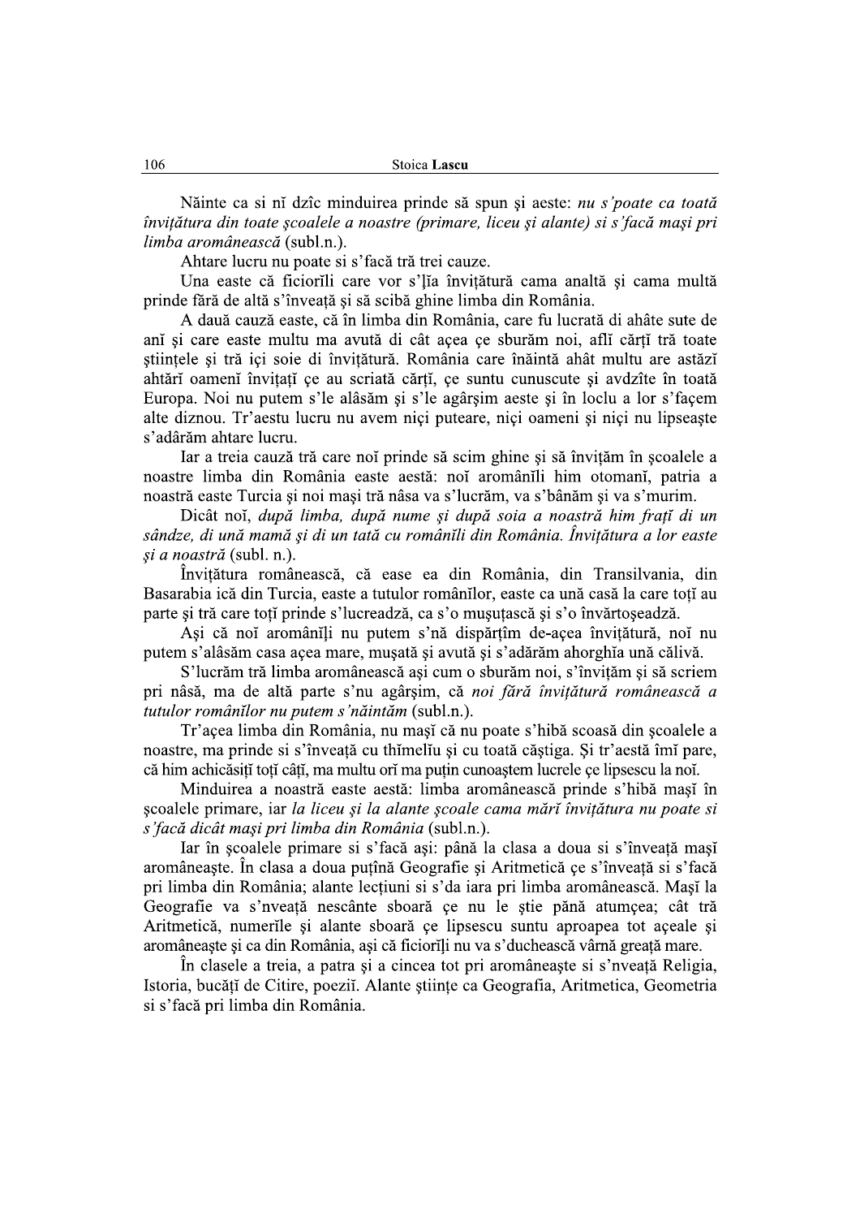Nainte ca si nĭ dzîc minduirea prinde să spun şi aeste: *nu s'poate ca toată învițătura din toate şcoalele a noastre (primare, liceu şi alante) si s'facă maşi pri limba aromânească* (subl.n.).

Ahtare lucru nu poate si s'facă tră trei cauze.

Una easte că ficiorĭli care vor s'lĭa învițătură cama analtă şi cama multă prinde fără de altă s'înveață şi să scibă ghine limba din România.

A dauă cauză easte, că în limba din România, care fu lucrată di ahâte sute de anĭ şi care easte multu ma avută di cât açea çe sburăm noi, aflĭ cărțĭ tră toate ştiințele şi tră içi soie di învițătură. România care înăintă ahât multu are astăzĭ ahtărĭ oamenĭ învițațĭ çe au scriată cărțĭ, çe suntu cunuscute şi avdzîte în toată Europa. Noi nu putem s'le alâsăm şi s'le agârşim aeste şi în loclu a lor s'façem alte diznou. Tr'aestu lucru nu avem niçi puteare, niçi oamenĭ şi niçi nu lipseaşte s'adărăm ahtare lucru.

Iar a treia cauză tră care noĭ prinde să scim ghine şi să învițăm în şcoalele a noastre limba din România easte aestă: noĭ aromânĭli him otomanĭ, patria a noastră easte Turcia şi noi maşi tră nâsa va s'lucrăm, va s'bânăm şi va s'murim.

Dicât noĭ, *după limba, după nume şi după soia a noastră him frațĭ di un sândze, di ună mamă şi di un tată cu românĭli din România. Învițătura a lor easte şi a noastră* (subl. n.).

Învițătura românească, că ease ea din România, din Transilvania, din Basarabia ică din Turcia, easte a tutulor românĭlor, easte ca ună casă la care toțĭ au parte şi tră care toțĭ prinde s'lucreadză, ca s'o muşuțască şi s'o învărtoşeadză.

Aşi că noĭ aromânĭli nu putem s'nă dispărțîm de-açea învițătură, noĭ nu putem s'alâsăm casa açea mare, muşată şi avută şi s'adărăm ahorghĭa ună călivă.

S'lucrăm tră limba aromânească aşi cum o sburăm noi, s'învițăm şi să scriem pri nâsă, ma de altă parte s'nu agârşim, că *noi fără învițătură românească a tutulor românĭlor nu putem s'năintăm* (subl.n.).

Tr'açea limba din România, nu maşĭ că nu poate s'hibă scoasă din şcoalele a noastre, ma prinde si s'înveață cu thĭmelĭu şi cu toată căştiga. Şi tr'aestă îmĭ pare, că him achicăsițĭ toțĭ cățĭ, ma multu orĭ ma puțin cunoaştem lucrele çe lipsescu la noĭ.

Minduirea a noastră easte aestă: limba aromânească prinde s'hibă maşĭ în şcoalele primare, iar *la liceu şi la alante şcoale cama mărĭ învițătura nu poate si s'facă dicât maşi pri limba din România* (subl.n.).

Iar în şcoalele primare si s'facă aşi: până la clasa a doua si s'înveață maşĭ aromâneaşte. În clasa a doua puțină Geografie şi Aritmetică çe s'înveață si s'facă pri limba din România; alante lecțiuni si s'da iara pri limba aromânească. Maşĭ la Geografie va s'nveață nescânte sboară çe nu le ştie pănă atumçea; cât tră Aritmetică, numerĭle şi alante sboară çe lipsescu suntu aproapea tot açeale şi aromâneaşte şi ca din România, aşi că ficiorĭli nu va s'duchească vârnă greață mare.

În clasele a treia, a patra şi a cincea tot pri aromâneaşte si s'nveață Religia, Istoria, bucățĭ de Citire, poeziĭ. Alante ştiințe ca Geografia, Aritmetica, Geometria si s'facă pri limba din România.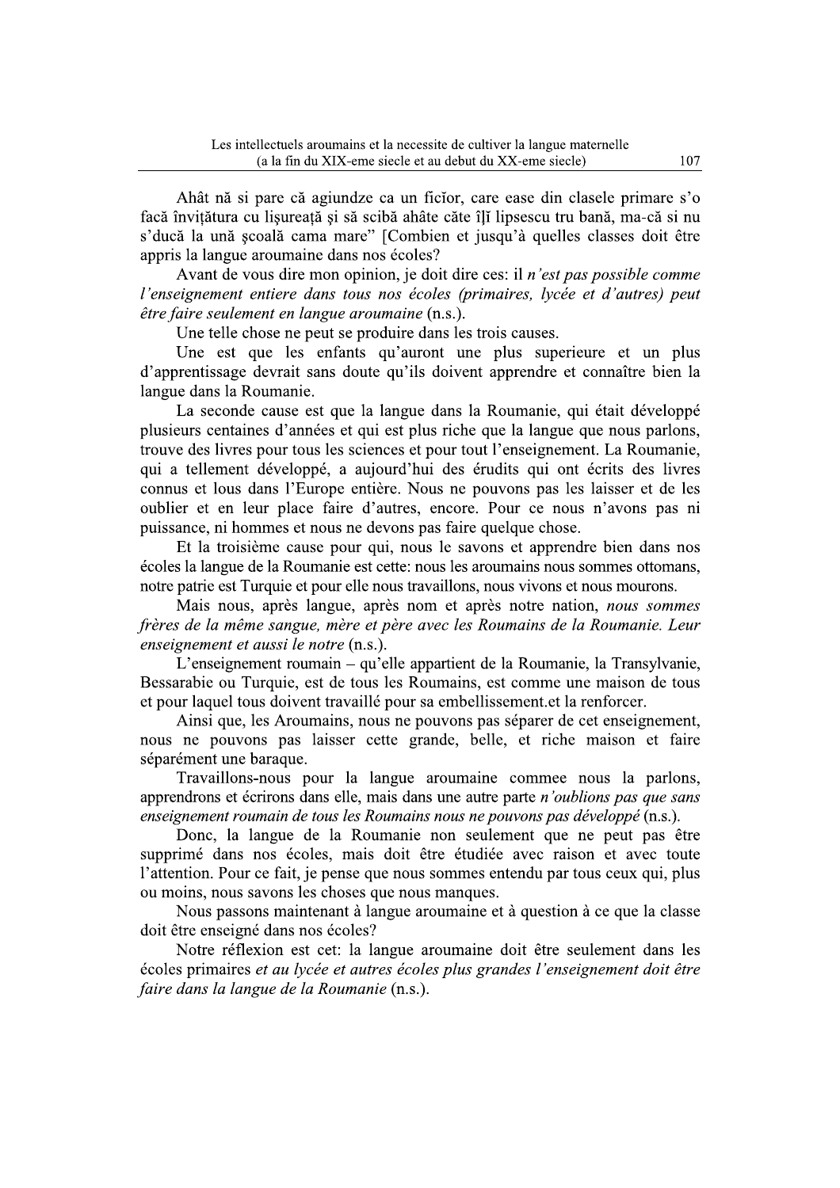Ahât nă si pare că agiundze ca un ficĭor, care ease din clasele primare s'o facă învițătura cu lișureață și să scibă ahâte căte îlĭ lipsescu tru bană, ma-că si nu s'ducă la ună școală cama mare" [Combien et jusqu'à quelles classes doit être appris la langue aroumaine dans nos écoles?

Avant de vous dire mon opinion, je doit dire ces: il *n'est pas possible comme l'enseignement entiere dans tous nos écoles (primaires, lycée et d'autres) peut être faire seulement en langue aroumaine* (n.s.).

Une telle chose ne peut se produire dans les trois causes.

Une est que les enfants qu'auront une plus superieure et un plus d'apprentissage devrait sans doute qu'ils doivent apprendre et connaître bien la langue dans la Roumanie.

La seconde cause est que la langue dans la Roumanie, qui était développé plusieurs centaines d'années et qui est plus riche que la langue que nous parlons, trouve des livres pour tous les sciences et pour tout l'enseignement. La Roumanie, qui a tellement développé, a aujourd'hui des érudits qui ont écrits des livres connus et lous dans l'Europe entière. Nous ne pouvons pas les laisser et de les oublier et en leur place faire d'autres, encore. Pour ce nous n'avons pas ni puissance, ni hommes et nous ne devons pas faire quelque chose.

Et la troisième cause pour qui, nous le savons et apprendre bien dans nos écoles la langue de la Roumanie est cette: nous les aroumains nous sommes ottomans, notre patrie est Turquie et pour elle nous travaillons, nous vivons et nous mourons.

Mais nous, après langue, après nom et après notre nation, *nous sommes frères de la même sangue, mère et père avec les Roumains de la Roumanie. Leur enseignement et aussi le notre* (n.s.).

L'enseignement roumain – qu'elle appartient de la Roumanie, la Transylvanie, Bessarabie ou Turquie, est de tous les Roumains, est comme une maison de tous et pour laquel tous doivent travaillé pour sa embellissement.et la renforcer.

Ainsi que, les Aroumains, nous ne pouvons pas séparer de cet enseignement, nous ne pouvons pas laisser cette grande, belle, et riche maison et faire séparément une baraque.

Travaillons-nous pour la langue aroumaine commee nous la parlons, apprendrons et écrirons dans elle, mais dans une autre parte *n'oublions pas que sans enseignement roumain de tous les Roumains nous ne pouvons pas développé* (n.s.).

Donc, la langue de la Roumanie non seulement que ne peut pas être supprimé dans nos écoles, mais doit être étudiée avec raison et avec toute l'attention. Pour ce fait, je pense que nous sommes entendu par tous ceux qui, plus ou moins, nous savons les choses que nous manques.

Nous passons maintenant à langue aroumaine et à question à ce que la classe doit être enseigné dans nos écoles?

Notre réflexion est cet: la langue aroumaine doit être seulement dans les écoles primaires *et au lycée et autres écoles plus grandes l'enseignement doit être faire dans la langue de la Roumanie* (n.s.).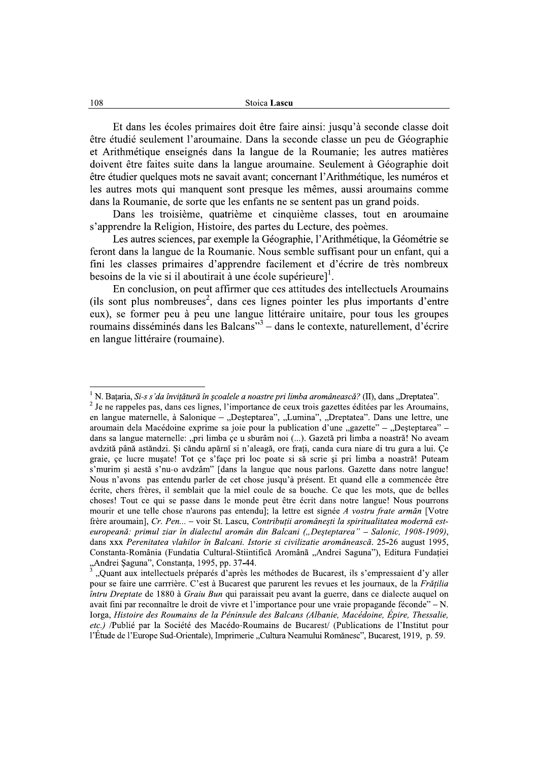Et dans les écoles primaires doit être faire ainsi: jusqu'à seconde classe doit être étudié seulement l'aroumaine. Dans la seconde classe un peu de Géographie et Arithmétique enseignés dans la langue de la Roumanie; les autres matières doivent être faites suite dans la langue aroumaine. Seulement à Géographie doit être étudier quelques mots ne savait avant; concernant l'Arithmétique, les numéros et les autres mots qui manquent sont presque les mêmes, aussi aroumains comme dans la Roumanie, de sorte que les enfants ne se sentent pas un grand poids.

Dans les troisième, quatrième et cinquième classes, tout en aroumaine s'apprendre la Religion, Histoire, des partes du Lecture, des poèmes.

Les autres sciences, par exemple la Géographie, l'Arithmétique, la Géométrie se feront dans la langue de la Roumanie. Nous semble suffisant pour un enfant, qui a fini les classes primaires d'apprendre facilement et d'écrire de très nombreux besoins de la vie si il aboutirait à une école supérieure][1].

En conclusion, on peut affirmer que ces attitudes des intellectuels Aroumains (ils sont plus nombreuses[2], dans ces lignes pointer les plus importants d'entre eux), se former peu à peu une langue littéraire unitaire, pour tous les groupes roumains disséminés dans les Balcans"[3] – dans le contexte, naturellement, d'écrire en langue littéraire (roumaine).

---

[1] N. Baţaria, *Si-s s'da învițătură în școalele a noastre pri limba aromânească?* (II), dans „Dreptatea".

[2] Je ne rappeles pas, dans ces lignes, l'importance de ceux trois gazettes éditées par les Aroumains, en langue maternelle, à Salonique – „Deșteptarea", „Lumina", „Dreptatea". Dans une lettre, une aroumain dela Macédoine exprime sa joie pour la publication d'une „gazette" – „Deșteptarea" – dans sa langue maternelle: „pri limba çe u sburâm noi (...). Gazetă pri limba a noastră! No aveam avdzită până astăndzi. Şi căndu apărnĭ si n'aleagă, ore fraţi, canda cura niare di tru gura a lui. Çe graie, çe lucre mușate! Tot çe s'façe pri loc poate si să scrie și pri limba a noastră! Puteam s'murim și aestă s'nu-o avdzâm" [dans la langue que nous parlons. Gazette dans notre langue! Nous n'avons pas entendu parler de cet chose jusqu'à présent. Et quand elle a commencée être écrite, chers frères, il semblait que la miel coule de sa bouche. Ce que les mots, que de belles choses! Tout ce qui se passe dans le monde peut être écrit dans notre langue! Nous pourrons mourir et une telle chose n'aurons pas entendu]; la lettre est signée *A vostru frate armăn* [Votre frère aroumain], *Cr. Pen...* – voir St. Lascu, *Contribuții aromânești la spiritualitatea modernă est-europeană: primul ziar în dialectul aromân din Balcani („Deșteptarea" – Salonic, 1908-1909)*, dans xxx *Perenitatea vlahilor în Balcani. Istorie si civilizatie aromânească*. 25-26 august 1995, Constanta-România (Fundatia Cultural-Stiintifică Aromână „Andrei Saguna"), Editura Fundației „Andrei Şaguna", Constanța, 1995, pp. 37-44.

[3] „Quant aux intellectuels préparés d'après les méthodes de Bucarest, ils s'empressaient d'y aller pour se faire une carrrière. C'est à Bucarest que parurent les revues et les journaux, de la *Frățilia întru Dreptate* de 1880 à *Graiu Bun* qui paraissait peu avant la guerre, dans ce dialecte auquel on avait fini par reconnaître le droit de vivre et l'importance pour une vraie propagande féconde" – N. Iorga, *Histoire des Roumains de la Péninsule des Balcans (Albanie, Macédoine, Épire, Thessalie, etc.)* /Publié par la Société des Macédo-Roumains de Bucarest/ (Publications de l'Institut pour l'Étude de l'Europe Sud-Orientale), Imprimerie „Cultura Neamului Romănesc", Bucarest, 1919, p. 59.